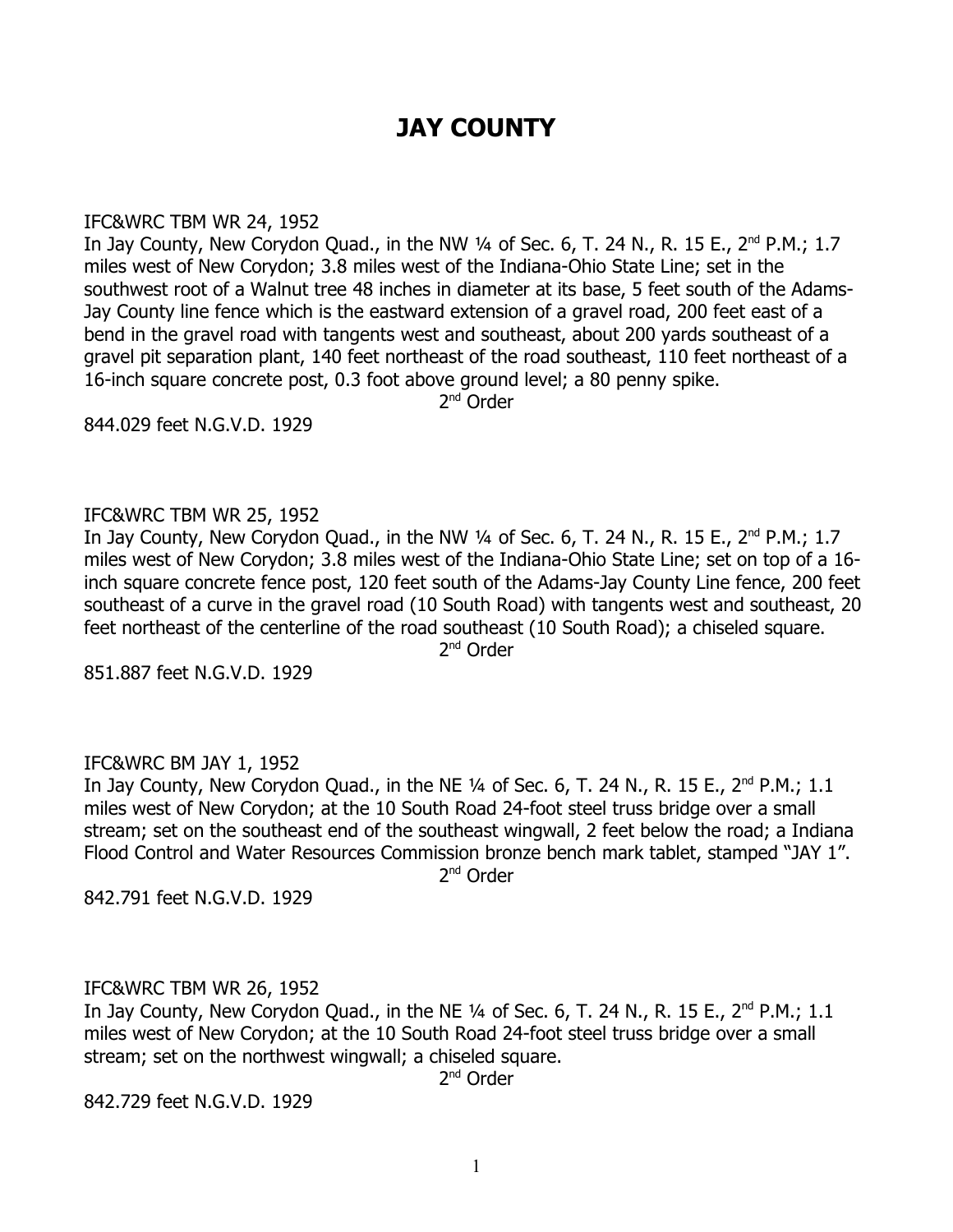# JAY COUNTY

IFC&WRC TBM WR 24, 1952
In Jay County, New Corydon Quad., in the NW ¼ of Sec. 6, T. 24 N., R. 15 E., 2nd P.M.; 1.7 miles west of New Corydon; 3.8 miles west of the Indiana-Ohio State Line; set in the southwest root of a Walnut tree 48 inches in diameter at its base, 5 feet south of the Adams-Jay County line fence which is the eastward extension of a gravel road, 200 feet east of a bend in the gravel road with tangents west and southeast, about 200 yards southeast of a gravel pit separation plant, 140 feet northeast of the road southeast, 110 feet northeast of a 16-inch square concrete post, 0.3 foot above ground level; a 80 penny spike.

2nd Order

844.029 feet N.G.V.D. 1929

IFC&WRC TBM WR 25, 1952
In Jay County, New Corydon Quad., in the NW ¼ of Sec. 6, T. 24 N., R. 15 E., 2nd P.M.; 1.7 miles west of New Corydon; 3.8 miles west of the Indiana-Ohio State Line; set on top of a 16-inch square concrete fence post, 120 feet south of the Adams-Jay County Line fence, 200 feet southeast of a curve in the gravel road (10 South Road) with tangents west and southeast, 20 feet northeast of the centerline of the road southeast (10 South Road); a chiseled square.

2nd Order

851.887 feet N.G.V.D. 1929

IFC&WRC BM JAY 1, 1952
In Jay County, New Corydon Quad., in the NE ¼ of Sec. 6, T. 24 N., R. 15 E., 2nd P.M.; 1.1 miles west of New Corydon; at the 10 South Road 24-foot steel truss bridge over a small stream; set on the southeast end of the southeast wingwall, 2 feet below the road; a Indiana Flood Control and Water Resources Commission bronze bench mark tablet, stamped "JAY 1".

2nd Order

842.791 feet N.G.V.D. 1929

IFC&WRC TBM WR 26, 1952
In Jay County, New Corydon Quad., in the NE ¼ of Sec. 6, T. 24 N., R. 15 E., 2nd P.M.; 1.1 miles west of New Corydon; at the 10 South Road 24-foot steel truss bridge over a small stream; set on the northwest wingwall; a chiseled square.

2nd Order

842.729 feet N.G.V.D. 1929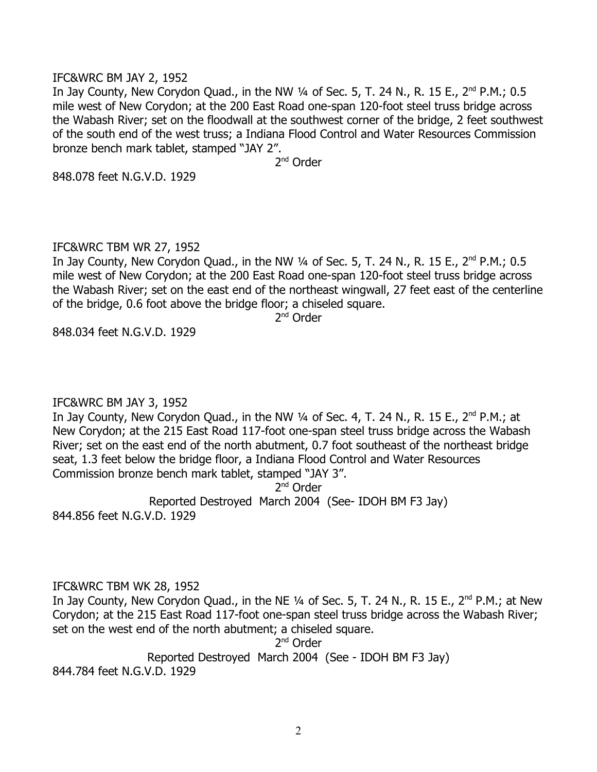IFC&WRC BM JAY 2, 1952

In Jay County, New Corydon Quad., in the NW ¼ of Sec. 5, T. 24 N., R. 15 E., 2nd P.M.; 0.5 mile west of New Corydon; at the 200 East Road one-span 120-foot steel truss bridge across the Wabash River; set on the floodwall at the southwest corner of the bridge, 2 feet southwest of the south end of the west truss; a Indiana Flood Control and Water Resources Commission bronze bench mark tablet, stamped "JAY 2".

2nd Order

848.078 feet N.G.V.D. 1929

IFC&WRC TBM WR 27, 1952

In Jay County, New Corydon Quad., in the NW ¼ of Sec. 5, T. 24 N., R. 15 E., 2nd P.M.; 0.5 mile west of New Corydon; at the 200 East Road one-span 120-foot steel truss bridge across the Wabash River; set on the east end of the northeast wingwall, 27 feet east of the centerline of the bridge, 0.6 foot above the bridge floor; a chiseled square.

2nd Order

848.034 feet N.G.V.D. 1929

IFC&WRC BM JAY 3, 1952

In Jay County, New Corydon Quad., in the NW ¼ of Sec. 4, T. 24 N., R. 15 E., 2nd P.M.; at New Corydon; at the 215 East Road 117-foot one-span steel truss bridge across the Wabash River; set on the east end of the north abutment, 0.7 foot southeast of the northeast bridge seat, 1.3 feet below the bridge floor, a Indiana Flood Control and Water Resources Commission bronze bench mark tablet, stamped "JAY 3".

2nd Order

Reported Destroyed March 2004 (See- IDOH BM F3 Jay)

844.856 feet N.G.V.D. 1929

IFC&WRC TBM WK 28, 1952

In Jay County, New Corydon Quad., in the NE ¼ of Sec. 5, T. 24 N., R. 15 E., 2nd P.M.; at New Corydon; at the 215 East Road 117-foot one-span steel truss bridge across the Wabash River; set on the west end of the north abutment; a chiseled square.

2nd Order

Reported Destroyed March 2004 (See - IDOH BM F3 Jay)

844.784 feet N.G.V.D. 1929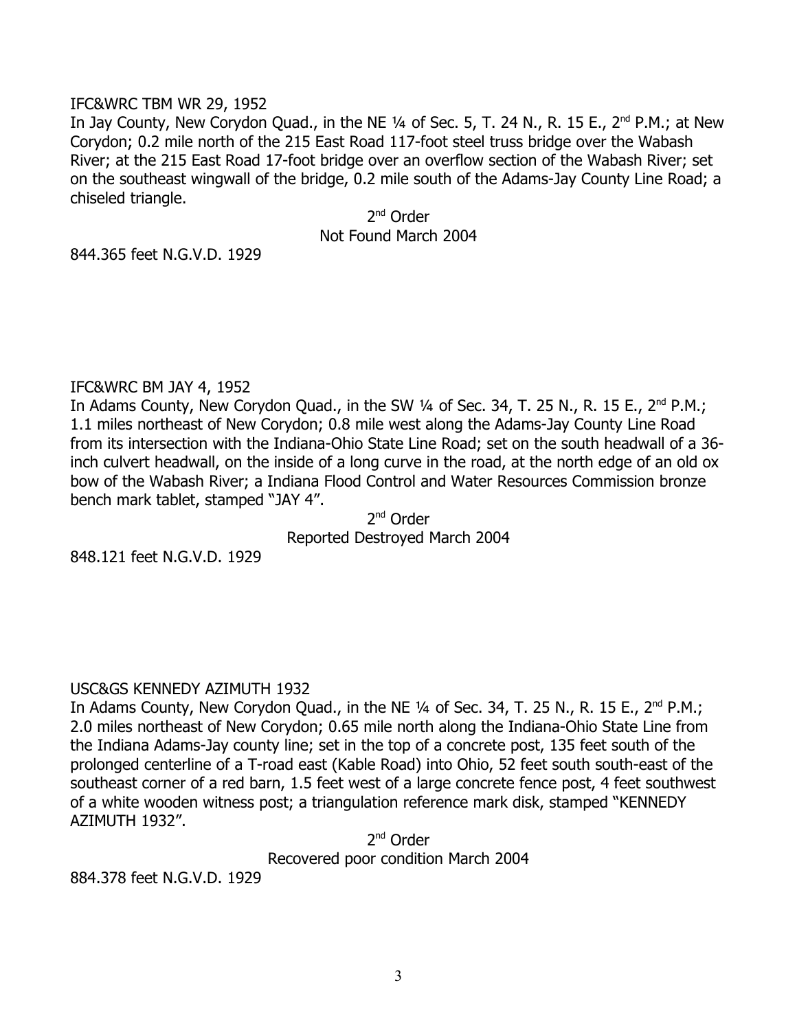IFC&WRC TBM WR 29, 1952

In Jay County, New Corydon Quad., in the NE ¼ of Sec. 5, T. 24 N., R. 15 E., 2nd P.M.; at New Corydon; 0.2 mile north of the 215 East Road 117-foot steel truss bridge over the Wabash River; at the 215 East Road 17-foot bridge over an overflow section of the Wabash River; set on the southeast wingwall of the bridge, 0.2 mile south of the Adams-Jay County Line Road; a chiseled triangle.

2nd Order
Not Found March 2004

844.365 feet N.G.V.D. 1929

IFC&WRC BM JAY 4, 1952

In Adams County, New Corydon Quad., in the SW ¼ of Sec. 34, T. 25 N., R. 15 E., 2nd P.M.; 1.1 miles northeast of New Corydon; 0.8 mile west along the Adams-Jay County Line Road from its intersection with the Indiana-Ohio State Line Road; set on the south headwall of a 36-inch culvert headwall, on the inside of a long curve in the road, at the north edge of an old ox bow of the Wabash River; a Indiana Flood Control and Water Resources Commission bronze bench mark tablet, stamped "JAY 4".

2nd Order
Reported Destroyed March 2004

848.121 feet N.G.V.D. 1929

USC&GS KENNEDY AZIMUTH 1932

In Adams County, New Corydon Quad., in the NE ¼ of Sec. 34, T. 25 N., R. 15 E., 2nd P.M.; 2.0 miles northeast of New Corydon; 0.65 mile north along the Indiana-Ohio State Line from the Indiana Adams-Jay county line; set in the top of a concrete post, 135 feet south of the prolonged centerline of a T-road east (Kable Road) into Ohio, 52 feet south south-east of the southeast corner of a red barn, 1.5 feet west of a large concrete fence post, 4 feet southwest of a white wooden witness post; a triangulation reference mark disk, stamped "KENNEDY AZIMUTH 1932".

2nd Order
Recovered poor condition March 2004

884.378 feet N.G.V.D. 1929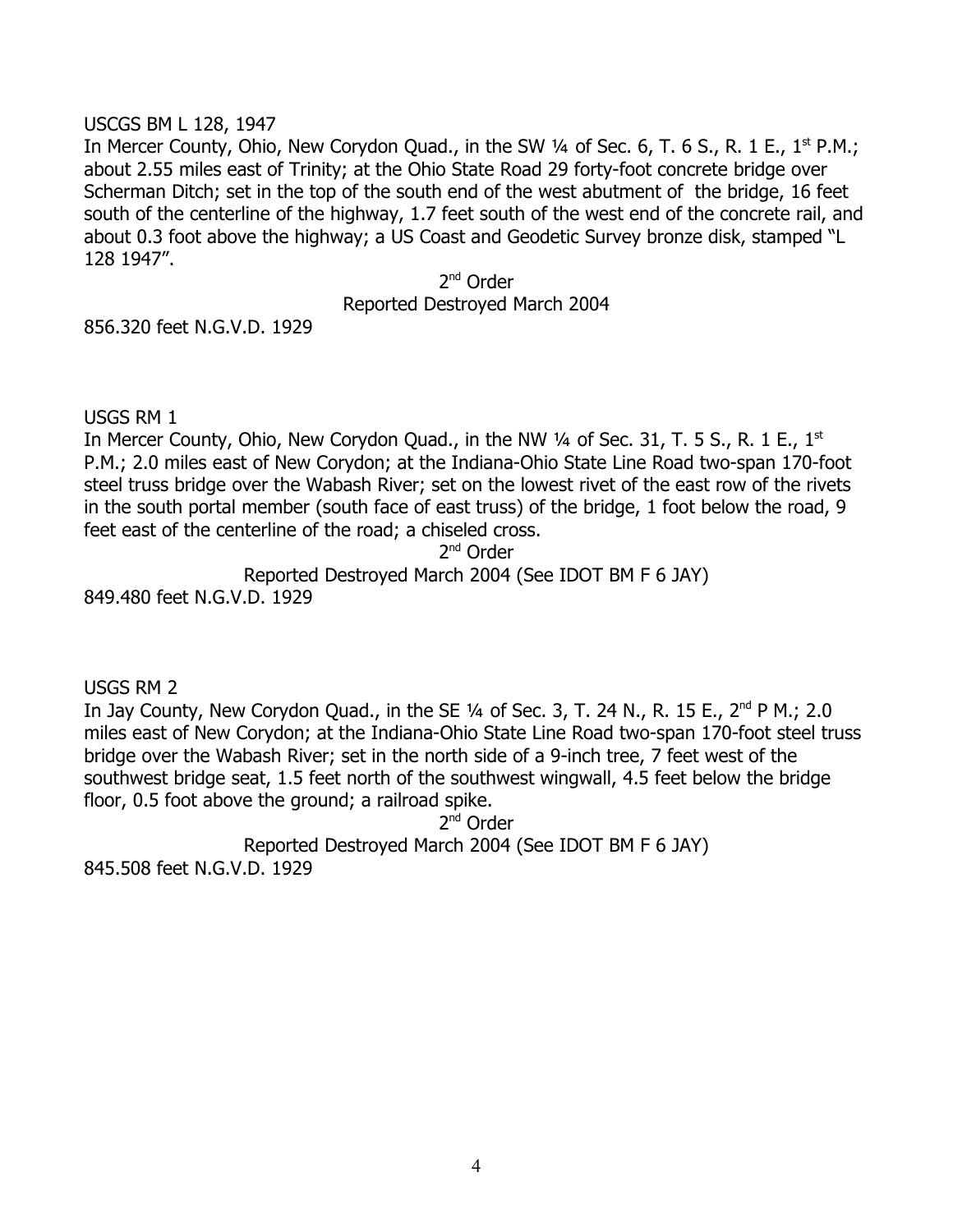USCGS BM L 128, 1947

In Mercer County, Ohio, New Corydon Quad., in the SW ¼ of Sec. 6, T. 6 S., R. 1 E., 1st P.M.; about 2.55 miles east of Trinity; at the Ohio State Road 29 forty-foot concrete bridge over Scherman Ditch; set in the top of the south end of the west abutment of the bridge, 16 feet south of the centerline of the highway, 1.7 feet south of the west end of the concrete rail, and about 0.3 foot above the highway; a US Coast and Geodetic Survey bronze disk, stamped "L 128 1947".

2nd Order

Reported Destroyed March 2004

856.320 feet N.G.V.D. 1929

USGS RM 1

In Mercer County, Ohio, New Corydon Quad., in the NW ¼ of Sec. 31, T. 5 S., R. 1 E., 1st P.M.; 2.0 miles east of New Corydon; at the Indiana-Ohio State Line Road two-span 170-foot steel truss bridge over the Wabash River; set on the lowest rivet of the east row of the rivets in the south portal member (south face of east truss) of the bridge, 1 foot below the road, 9 feet east of the centerline of the road; a chiseled cross.

2nd Order

Reported Destroyed March 2004 (See IDOT BM F 6 JAY)

849.480 feet N.G.V.D. 1929

USGS RM 2

In Jay County, New Corydon Quad., in the SE ¼ of Sec. 3, T. 24 N., R. 15 E., 2nd P M.; 2.0 miles east of New Corydon; at the Indiana-Ohio State Line Road two-span 170-foot steel truss bridge over the Wabash River; set in the north side of a 9-inch tree, 7 feet west of the southwest bridge seat, 1.5 feet north of the southwest wingwall, 4.5 feet below the bridge floor, 0.5 foot above the ground; a railroad spike.

2nd Order

Reported Destroyed March 2004 (See IDOT BM F 6 JAY)

845.508 feet N.G.V.D. 1929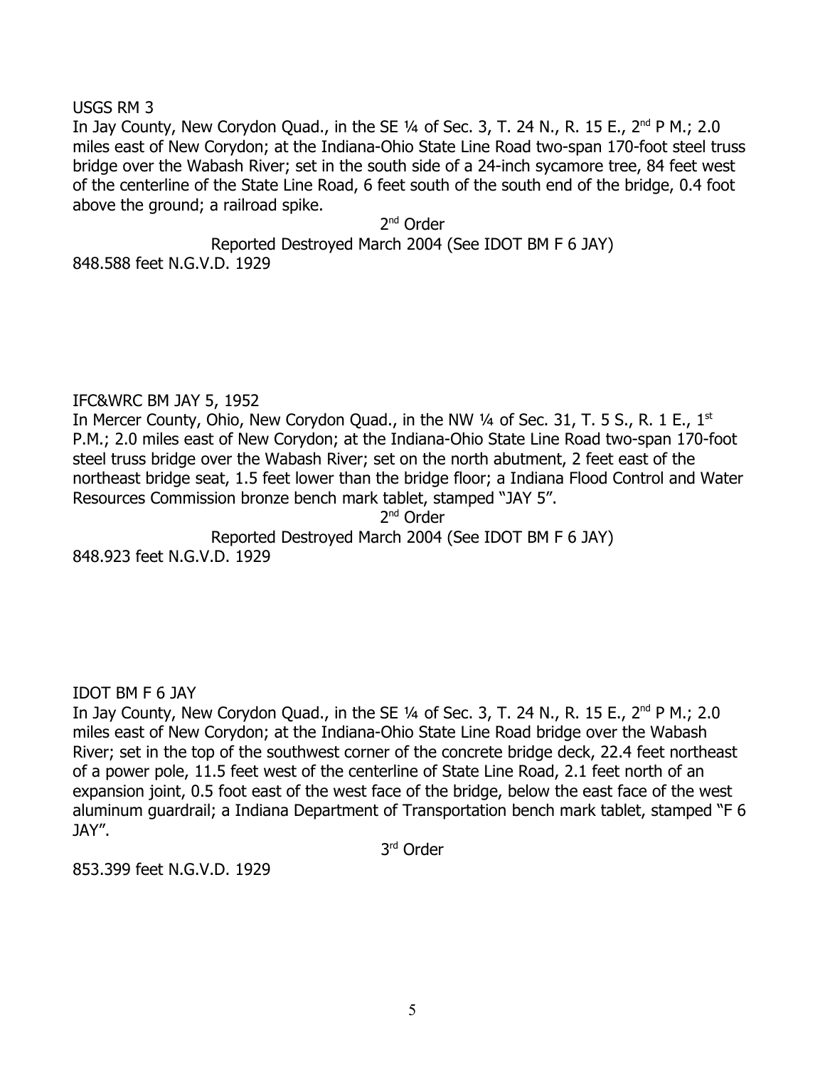USGS RM 3

In Jay County, New Corydon Quad., in the SE ¼ of Sec. 3, T. 24 N., R. 15 E., 2nd P M.; 2.0 miles east of New Corydon; at the Indiana-Ohio State Line Road two-span 170-foot steel truss bridge over the Wabash River; set in the south side of a 24-inch sycamore tree, 84 feet west of the centerline of the State Line Road, 6 feet south of the south end of the bridge, 0.4 foot above the ground; a railroad spike.

2nd Order

Reported Destroyed March 2004 (See IDOT BM F 6 JAY)

848.588 feet N.G.V.D. 1929

IFC&WRC BM JAY 5, 1952

In Mercer County, Ohio, New Corydon Quad., in the NW ¼ of Sec. 31, T. 5 S., R. 1 E., 1st P.M.; 2.0 miles east of New Corydon; at the Indiana-Ohio State Line Road two-span 170-foot steel truss bridge over the Wabash River; set on the north abutment, 2 feet east of the northeast bridge seat, 1.5 feet lower than the bridge floor; a Indiana Flood Control and Water Resources Commission bronze bench mark tablet, stamped "JAY 5".

2nd Order

Reported Destroyed March 2004 (See IDOT BM F 6 JAY)

848.923 feet N.G.V.D. 1929

IDOT BM F 6 JAY

In Jay County, New Corydon Quad., in the SE ¼ of Sec. 3, T. 24 N., R. 15 E., 2nd P M.; 2.0 miles east of New Corydon; at the Indiana-Ohio State Line Road bridge over the Wabash River; set in the top of the southwest corner of the concrete bridge deck, 22.4 feet northeast of a power pole, 11.5 feet west of the centerline of State Line Road, 2.1 feet north of an expansion joint, 0.5 foot east of the west face of the bridge, below the east face of the west aluminum guardrail; a Indiana Department of Transportation bench mark tablet, stamped "F 6 JAY".

3rd Order

853.399 feet N.G.V.D. 1929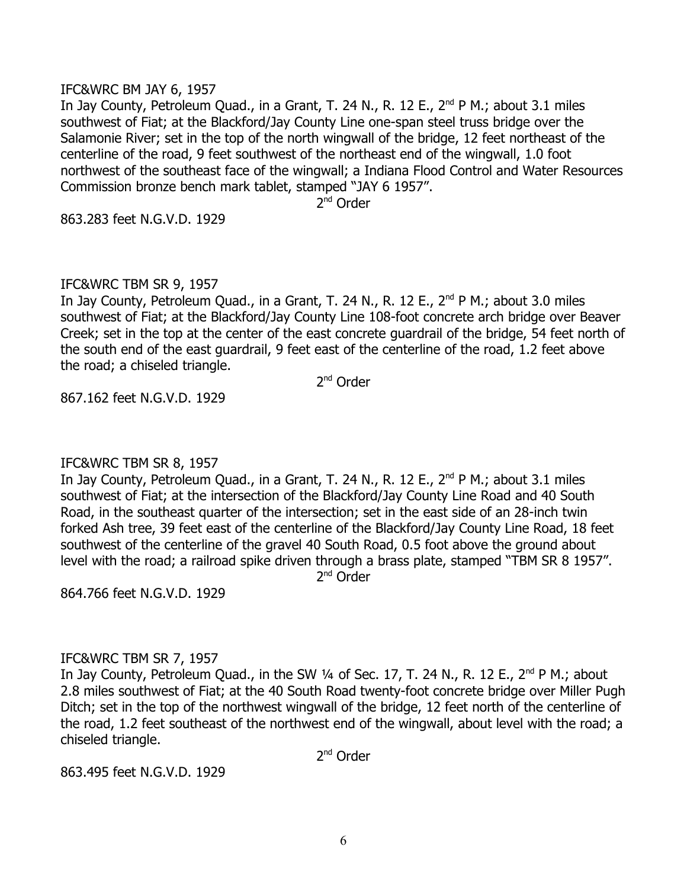IFC&WRC BM JAY 6, 1957

In Jay County, Petroleum Quad., in a Grant, T. 24 N., R. 12 E., 2nd P M.; about 3.1 miles southwest of Fiat; at the Blackford/Jay County Line one-span steel truss bridge over the Salamonie River; set in the top of the north wingwall of the bridge, 12 feet northeast of the centerline of the road, 9 feet southwest of the northeast end of the wingwall, 1.0 foot northwest of the southeast face of the wingwall; a Indiana Flood Control and Water Resources Commission bronze bench mark tablet, stamped "JAY 6 1957".

2nd Order

863.283 feet N.G.V.D. 1929

IFC&WRC TBM SR 9, 1957

In Jay County, Petroleum Quad., in a Grant, T. 24 N., R. 12 E., 2nd P M.; about 3.0 miles southwest of Fiat; at the Blackford/Jay County Line 108-foot concrete arch bridge over Beaver Creek; set in the top at the center of the east concrete guardrail of the bridge, 54 feet north of the south end of the east guardrail, 9 feet east of the centerline of the road, 1.2 feet above the road; a chiseled triangle.

2nd Order

867.162 feet N.G.V.D. 1929

IFC&WRC TBM SR 8, 1957

In Jay County, Petroleum Quad., in a Grant, T. 24 N., R. 12 E., 2nd P M.; about 3.1 miles southwest of Fiat; at the intersection of the Blackford/Jay County Line Road and 40 South Road, in the southeast quarter of the intersection; set in the east side of an 28-inch twin forked Ash tree, 39 feet east of the centerline of the Blackford/Jay County Line Road, 18 feet southwest of the centerline of the gravel 40 South Road, 0.5 foot above the ground about level with the road; a railroad spike driven through a brass plate, stamped "TBM SR 8 1957".

2nd Order

864.766 feet N.G.V.D. 1929

IFC&WRC TBM SR 7, 1957

In Jay County, Petroleum Quad., in the SW ¼ of Sec. 17, T. 24 N., R. 12 E., 2nd P M.; about 2.8 miles southwest of Fiat; at the 40 South Road twenty-foot concrete bridge over Miller Pugh Ditch; set in the top of the northwest wingwall of the bridge, 12 feet north of the centerline of the road, 1.2 feet southeast of the northwest end of the wingwall, about level with the road; a chiseled triangle.

2nd Order

863.495 feet N.G.V.D. 1929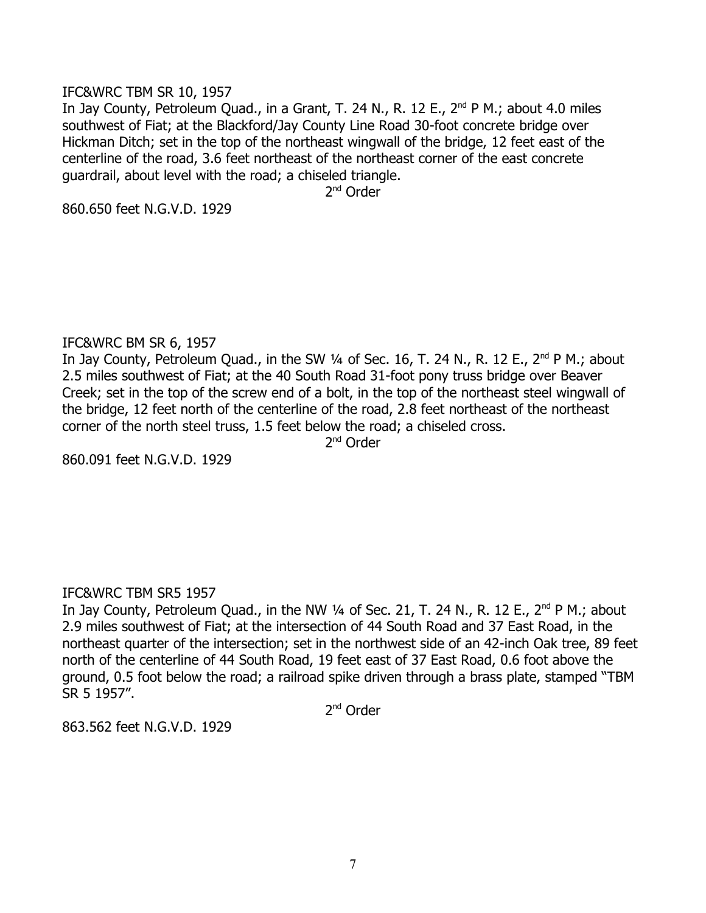IFC&WRC TBM SR 10, 1957

In Jay County, Petroleum Quad., in a Grant, T. 24 N., R. 12 E., 2nd P M.; about 4.0 miles southwest of Fiat; at the Blackford/Jay County Line Road 30-foot concrete bridge over Hickman Ditch; set in the top of the northeast wingwall of the bridge, 12 feet east of the centerline of the road, 3.6 feet northeast of the northeast corner of the east concrete guardrail, about level with the road; a chiseled triangle.

2nd Order

860.650 feet N.G.V.D. 1929

IFC&WRC BM SR 6, 1957

In Jay County, Petroleum Quad., in the SW ¼ of Sec. 16, T. 24 N., R. 12 E., 2nd P M.; about 2.5 miles southwest of Fiat; at the 40 South Road 31-foot pony truss bridge over Beaver Creek; set in the top of the screw end of a bolt, in the top of the northeast steel wingwall of the bridge, 12 feet north of the centerline of the road, 2.8 feet northeast of the northeast corner of the north steel truss, 1.5 feet below the road; a chiseled cross.

2nd Order

860.091 feet N.G.V.D. 1929

IFC&WRC TBM SR5 1957

In Jay County, Petroleum Quad., in the NW ¼ of Sec. 21, T. 24 N., R. 12 E., 2nd P M.; about 2.9 miles southwest of Fiat; at the intersection of 44 South Road and 37 East Road, in the northeast quarter of the intersection; set in the northwest side of an 42-inch Oak tree, 89 feet north of the centerline of 44 South Road, 19 feet east of 37 East Road, 0.6 foot above the ground, 0.5 foot below the road; a railroad spike driven through a brass plate, stamped "TBM SR 5 1957".

2nd Order

863.562 feet N.G.V.D. 1929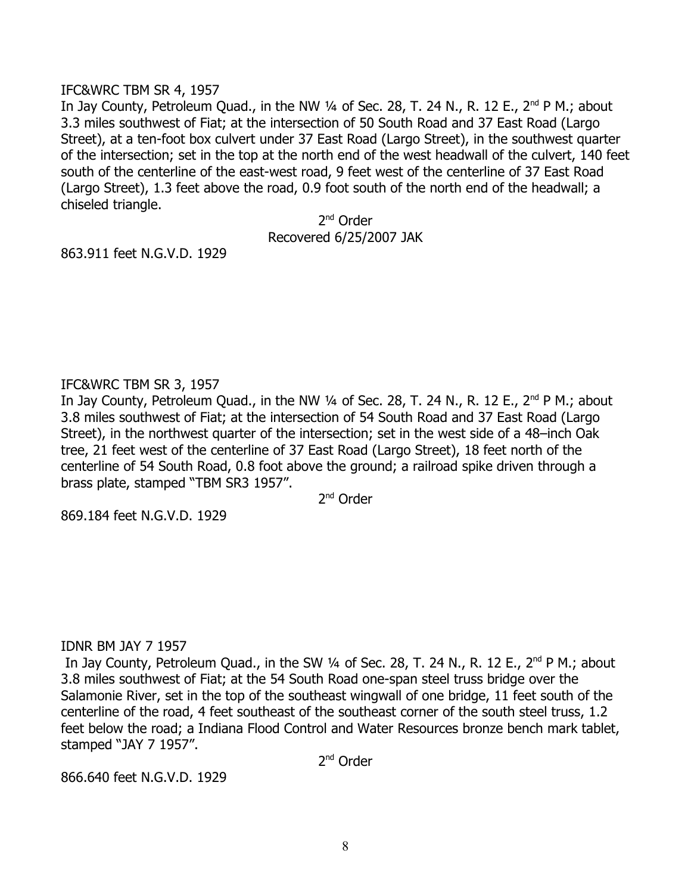IFC&WRC TBM SR 4, 1957

In Jay County, Petroleum Quad., in the NW ¼ of Sec. 28, T. 24 N., R. 12 E., 2nd P M.; about 3.3 miles southwest of Fiat; at the intersection of 50 South Road and 37 East Road (Largo Street), at a ten-foot box culvert under 37 East Road (Largo Street), in the southwest quarter of the intersection; set in the top at the north end of the west headwall of the culvert, 140 feet south of the centerline of the east-west road, 9 feet west of the centerline of 37 East Road (Largo Street), 1.3 feet above the road, 0.9 foot south of the north end of the headwall; a chiseled triangle.

2nd Order

Recovered 6/25/2007 JAK

863.911 feet N.G.V.D. 1929

IFC&WRC TBM SR 3, 1957

In Jay County, Petroleum Quad., in the NW ¼ of Sec. 28, T. 24 N., R. 12 E., 2nd P M.; about 3.8 miles southwest of Fiat; at the intersection of 54 South Road and 37 East Road (Largo Street), in the northwest quarter of the intersection; set in the west side of a 48–inch Oak tree, 21 feet west of the centerline of 37 East Road (Largo Street), 18 feet north of the centerline of 54 South Road, 0.8 foot above the ground; a railroad spike driven through a brass plate, stamped "TBM SR3 1957".

2nd Order

869.184 feet N.G.V.D. 1929

IDNR BM JAY 7 1957

In Jay County, Petroleum Quad., in the SW ¼ of Sec. 28, T. 24 N., R. 12 E., 2nd P M.; about 3.8 miles southwest of Fiat; at the 54 South Road one-span steel truss bridge over the Salamonie River, set in the top of the southeast wingwall of one bridge, 11 feet south of the centerline of the road, 4 feet southeast of the southeast corner of the south steel truss, 1.2 feet below the road; a Indiana Flood Control and Water Resources bronze bench mark tablet, stamped "JAY 7 1957".

2nd Order

866.640 feet N.G.V.D. 1929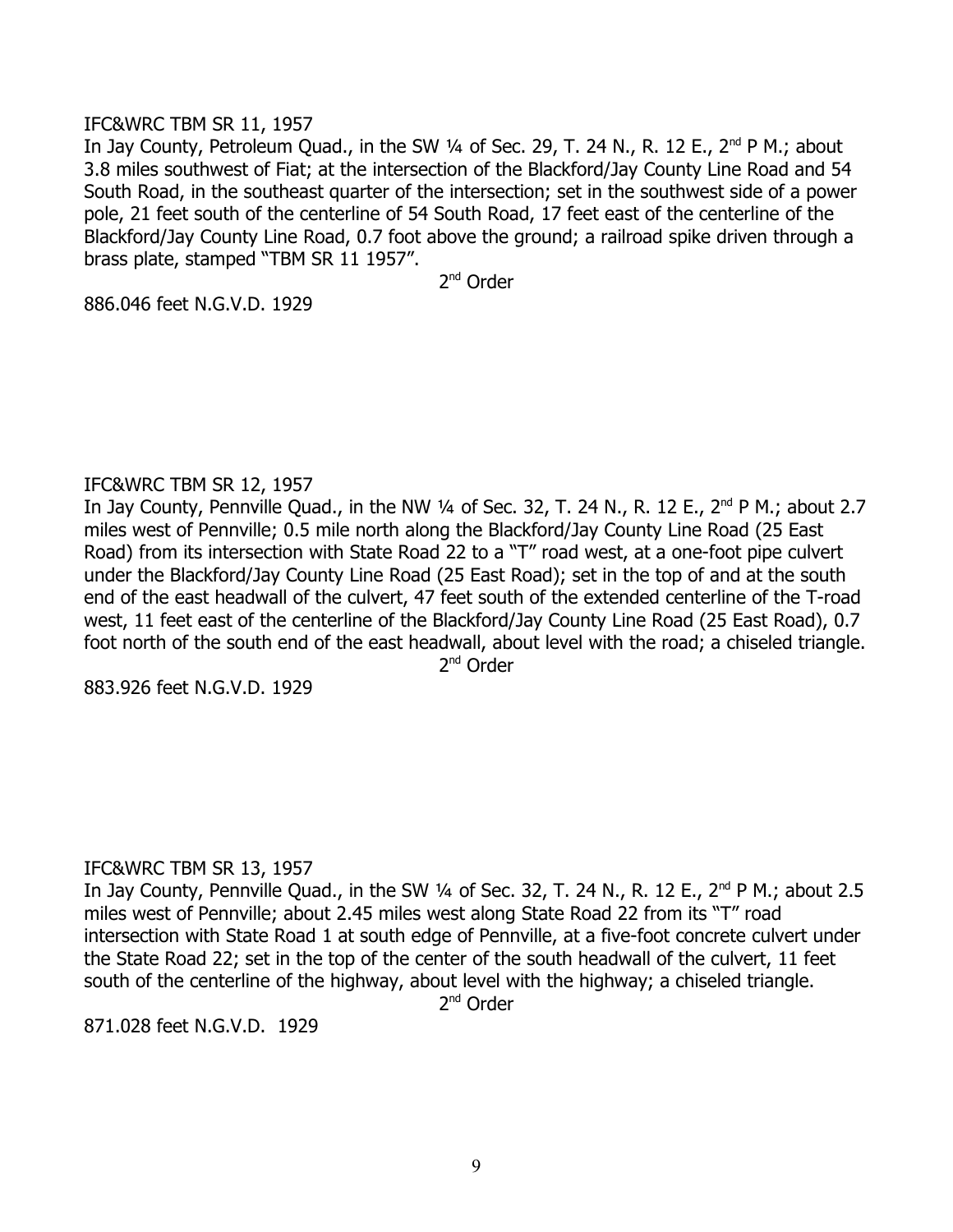IFC&WRC TBM SR 11, 1957

In Jay County, Petroleum Quad., in the SW ¼ of Sec. 29, T. 24 N., R. 12 E., 2nd P M.; about 3.8 miles southwest of Fiat; at the intersection of the Blackford/Jay County Line Road and 54 South Road, in the southeast quarter of the intersection; set in the southwest side of a power pole, 21 feet south of the centerline of 54 South Road, 17 feet east of the centerline of the Blackford/Jay County Line Road, 0.7 foot above the ground; a railroad spike driven through a brass plate, stamped "TBM SR 11 1957".

2nd Order

886.046 feet N.G.V.D. 1929

IFC&WRC TBM SR 12, 1957

In Jay County, Pennville Quad., in the NW ¼ of Sec. 32, T. 24 N., R. 12 E., 2nd P M.; about 2.7 miles west of Pennville; 0.5 mile north along the Blackford/Jay County Line Road (25 East Road) from its intersection with State Road 22 to a "T" road west, at a one-foot pipe culvert under the Blackford/Jay County Line Road (25 East Road); set in the top of and at the south end of the east headwall of the culvert, 47 feet south of the extended centerline of the T-road west, 11 feet east of the centerline of the Blackford/Jay County Line Road (25 East Road), 0.7 foot north of the south end of the east headwall, about level with the road; a chiseled triangle.

2nd Order

883.926 feet N.G.V.D. 1929

IFC&WRC TBM SR 13, 1957

In Jay County, Pennville Quad., in the SW ¼ of Sec. 32, T. 24 N., R. 12 E., 2nd P M.; about 2.5 miles west of Pennville; about 2.45 miles west along State Road 22 from its "T" road intersection with State Road 1 at south edge of Pennville, at a five-foot concrete culvert under the State Road 22; set in the top of the center of the south headwall of the culvert, 11 feet south of the centerline of the highway, about level with the highway; a chiseled triangle.

2nd Order

871.028 feet N.G.V.D. 1929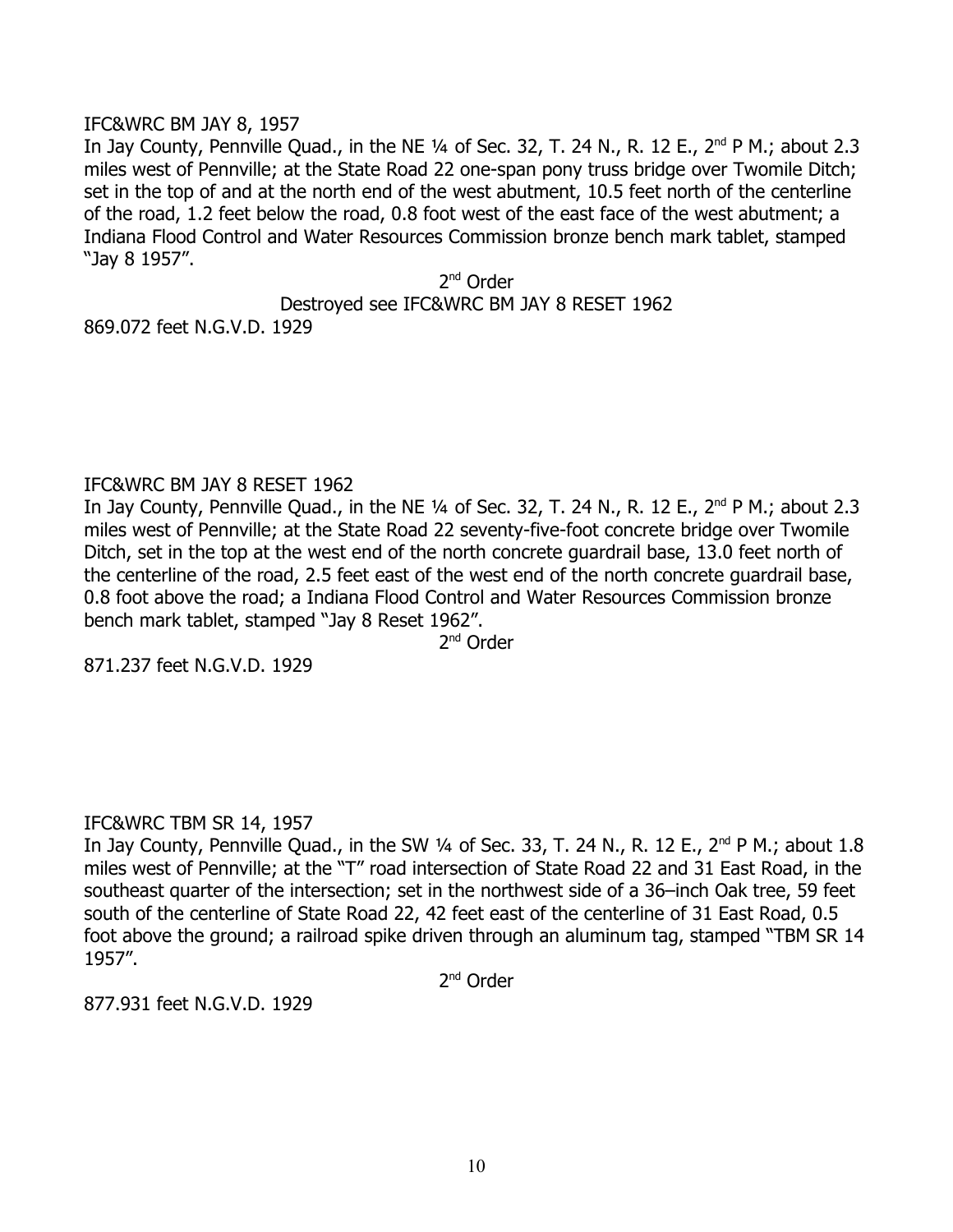IFC&WRC BM JAY 8, 1957

In Jay County, Pennville Quad., in the NE ¼ of Sec. 32, T. 24 N., R. 12 E., 2nd P M.; about 2.3 miles west of Pennville; at the State Road 22 one-span pony truss bridge over Twomile Ditch; set in the top of and at the north end of the west abutment, 10.5 feet north of the centerline of the road, 1.2 feet below the road, 0.8 foot west of the east face of the west abutment; a Indiana Flood Control and Water Resources Commission bronze bench mark tablet, stamped "Jay 8 1957".

2nd Order

Destroyed see IFC&WRC BM JAY 8 RESET 1962

869.072 feet N.G.V.D. 1929

IFC&WRC BM JAY 8 RESET 1962

In Jay County, Pennville Quad., in the NE ¼ of Sec. 32, T. 24 N., R. 12 E., 2nd P M.; about 2.3 miles west of Pennville; at the State Road 22 seventy-five-foot concrete bridge over Twomile Ditch, set in the top at the west end of the north concrete guardrail base, 13.0 feet north of the centerline of the road, 2.5 feet east of the west end of the north concrete guardrail base, 0.8 foot above the road; a Indiana Flood Control and Water Resources Commission bronze bench mark tablet, stamped "Jay 8 Reset 1962".

2nd Order

871.237 feet N.G.V.D. 1929

IFC&WRC TBM SR 14, 1957

In Jay County, Pennville Quad., in the SW ¼ of Sec. 33, T. 24 N., R. 12 E., 2nd P M.; about 1.8 miles west of Pennville; at the "T" road intersection of State Road 22 and 31 East Road, in the southeast quarter of the intersection; set in the northwest side of a 36–inch Oak tree, 59 feet south of the centerline of State Road 22, 42 feet east of the centerline of 31 East Road, 0.5 foot above the ground; a railroad spike driven through an aluminum tag, stamped "TBM SR 14 1957".

2nd Order

877.931 feet N.G.V.D. 1929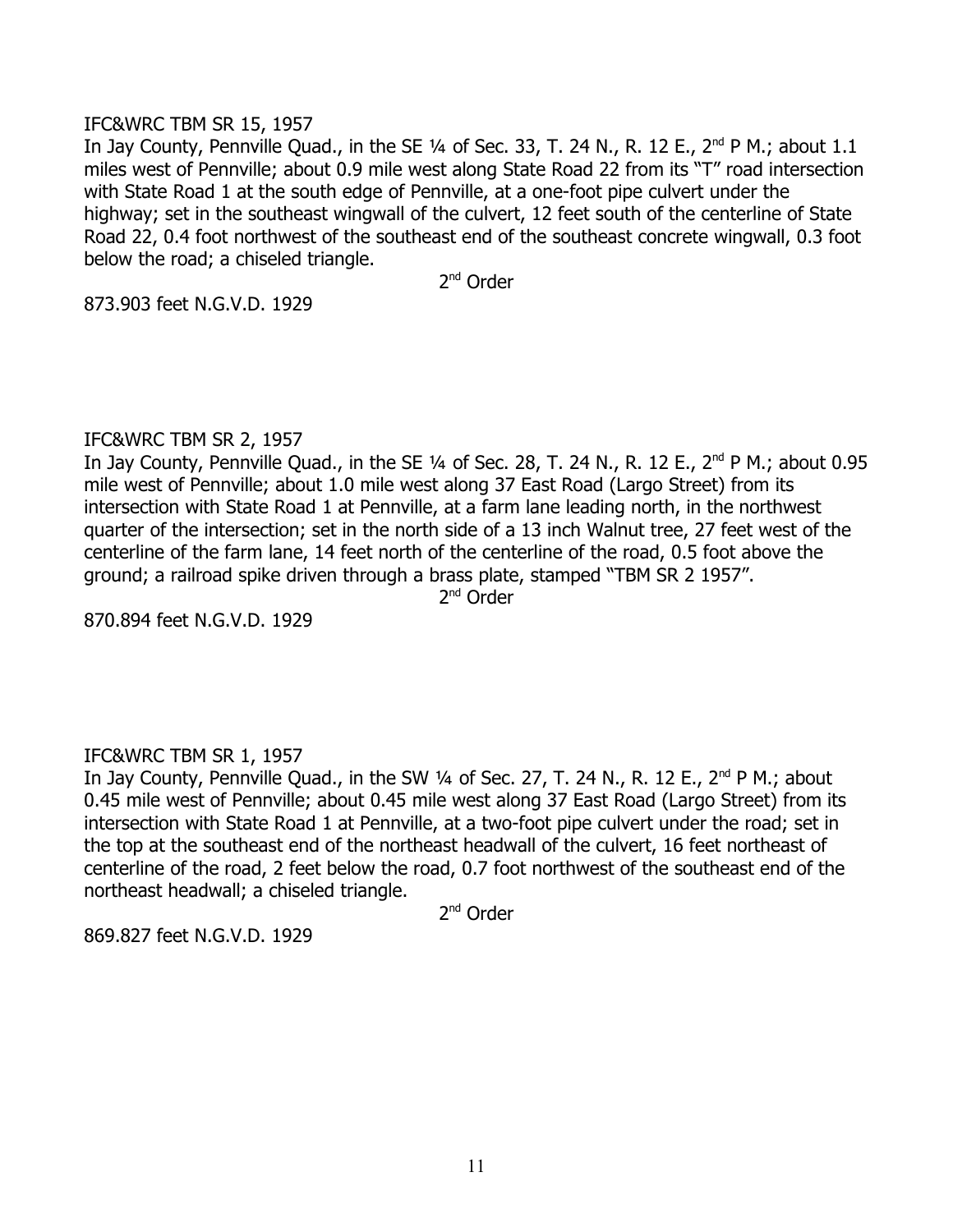IFC&WRC TBM SR 15, 1957

In Jay County, Pennville Quad., in the SE ¼ of Sec. 33, T. 24 N., R. 12 E., 2nd P M.; about 1.1 miles west of Pennville; about 0.9 mile west along State Road 22 from its "T" road intersection with State Road 1 at the south edge of Pennville, at a one-foot pipe culvert under the highway; set in the southeast wingwall of the culvert, 12 feet south of the centerline of State Road 22, 0.4 foot northwest of the southeast end of the southeast concrete wingwall, 0.3 foot below the road; a chiseled triangle.

2nd Order

873.903 feet N.G.V.D. 1929

IFC&WRC TBM SR 2, 1957

In Jay County, Pennville Quad., in the SE ¼ of Sec. 28, T. 24 N., R. 12 E., 2nd P M.; about 0.95 mile west of Pennville; about 1.0 mile west along 37 East Road (Largo Street) from its intersection with State Road 1 at Pennville, at a farm lane leading north, in the northwest quarter of the intersection; set in the north side of a 13 inch Walnut tree, 27 feet west of the centerline of the farm lane, 14 feet north of the centerline of the road, 0.5 foot above the ground; a railroad spike driven through a brass plate, stamped "TBM SR 2 1957".

2nd Order

870.894 feet N.G.V.D. 1929

IFC&WRC TBM SR 1, 1957

In Jay County, Pennville Quad., in the SW ¼ of Sec. 27, T. 24 N., R. 12 E., 2nd P M.; about 0.45 mile west of Pennville; about 0.45 mile west along 37 East Road (Largo Street) from its intersection with State Road 1 at Pennville, at a two-foot pipe culvert under the road; set in the top at the southeast end of the northeast headwall of the culvert, 16 feet northeast of centerline of the road, 2 feet below the road, 0.7 foot northwest of the southeast end of the northeast headwall; a chiseled triangle.

2nd Order

869.827 feet N.G.V.D. 1929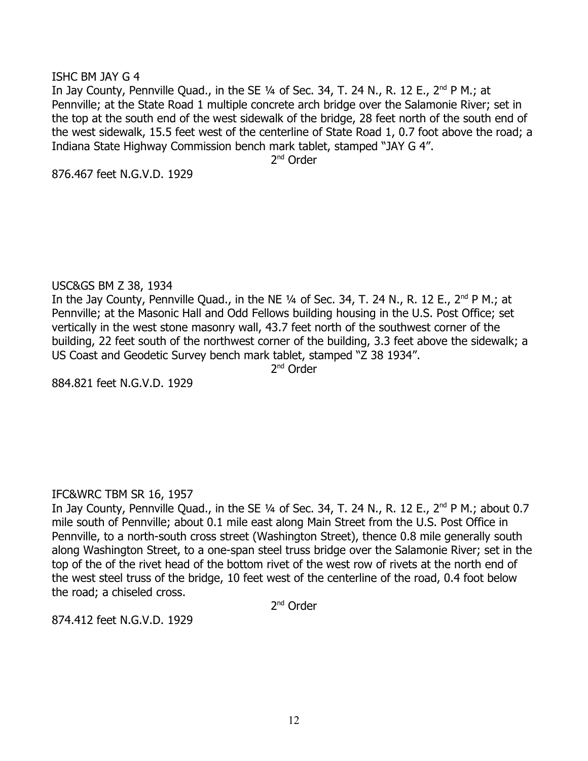ISHC BM JAY G 4

In Jay County, Pennville Quad., in the SE ¼ of Sec. 34, T. 24 N., R. 12 E., 2nd P M.; at Pennville; at the State Road 1 multiple concrete arch bridge over the Salamonie River; set in the top at the south end of the west sidewalk of the bridge, 28 feet north of the south end of the west sidewalk, 15.5 feet west of the centerline of State Road 1, 0.7 foot above the road; a Indiana State Highway Commission bench mark tablet, stamped "JAY G 4".

2nd Order

876.467 feet N.G.V.D. 1929

USC&GS BM Z 38, 1934

In the Jay County, Pennville Quad., in the NE ¼ of Sec. 34, T. 24 N., R. 12 E., 2nd P M.; at Pennville; at the Masonic Hall and Odd Fellows building housing in the U.S. Post Office; set vertically in the west stone masonry wall, 43.7 feet north of the southwest corner of the building, 22 feet south of the northwest corner of the building, 3.3 feet above the sidewalk; a US Coast and Geodetic Survey bench mark tablet, stamped "Z 38 1934".

2nd Order

884.821 feet N.G.V.D. 1929

IFC&WRC TBM SR 16, 1957

In Jay County, Pennville Quad., in the SE ¼ of Sec. 34, T. 24 N., R. 12 E., 2nd P M.; about 0.7 mile south of Pennville; about 0.1 mile east along Main Street from the U.S. Post Office in Pennville, to a north-south cross street (Washington Street), thence 0.8 mile generally south along Washington Street, to a one-span steel truss bridge over the Salamonie River; set in the top of the of the rivet head of the bottom rivet of the west row of rivets at the north end of the west steel truss of the bridge, 10 feet west of the centerline of the road, 0.4 foot below the road; a chiseled cross.

2nd Order

874.412 feet N.G.V.D. 1929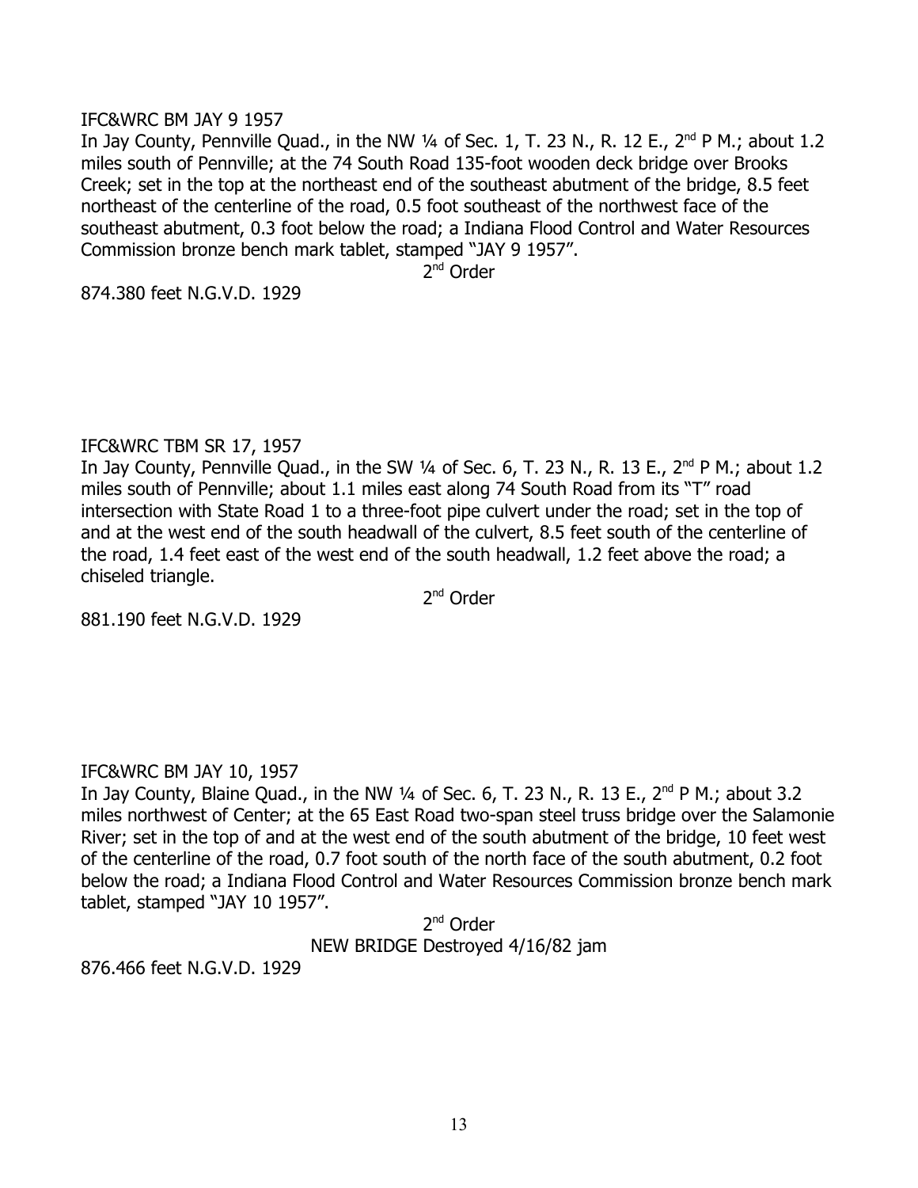IFC&WRC BM JAY 9 1957

In Jay County, Pennville Quad., in the NW ¼ of Sec. 1, T. 23 N., R. 12 E., 2nd P M.; about 1.2 miles south of Pennville; at the 74 South Road 135-foot wooden deck bridge over Brooks Creek; set in the top at the northeast end of the southeast abutment of the bridge, 8.5 feet northeast of the centerline of the road, 0.5 foot southeast of the northwest face of the southeast abutment, 0.3 foot below the road; a Indiana Flood Control and Water Resources Commission bronze bench mark tablet, stamped "JAY 9 1957".

2nd Order

874.380 feet N.G.V.D. 1929

IFC&WRC TBM SR 17, 1957

In Jay County, Pennville Quad., in the SW ¼ of Sec. 6, T. 23 N., R. 13 E., 2nd P M.; about 1.2 miles south of Pennville; about 1.1 miles east along 74 South Road from its "T" road intersection with State Road 1 to a three-foot pipe culvert under the road; set in the top of and at the west end of the south headwall of the culvert, 8.5 feet south of the centerline of the road, 1.4 feet east of the west end of the south headwall, 1.2 feet above the road; a chiseled triangle.

2nd Order

881.190 feet N.G.V.D. 1929

IFC&WRC BM JAY 10, 1957

In Jay County, Blaine Quad., in the NW ¼ of Sec. 6, T. 23 N., R. 13 E., 2nd P M.; about 3.2 miles northwest of Center; at the 65 East Road two-span steel truss bridge over the Salamonie River; set in the top of and at the west end of the south abutment of the bridge, 10 feet west of the centerline of the road, 0.7 foot south of the north face of the south abutment, 0.2 foot below the road; a Indiana Flood Control and Water Resources Commission bronze bench mark tablet, stamped "JAY 10 1957".

2nd Order

NEW BRIDGE Destroyed 4/16/82 jam

876.466 feet N.G.V.D. 1929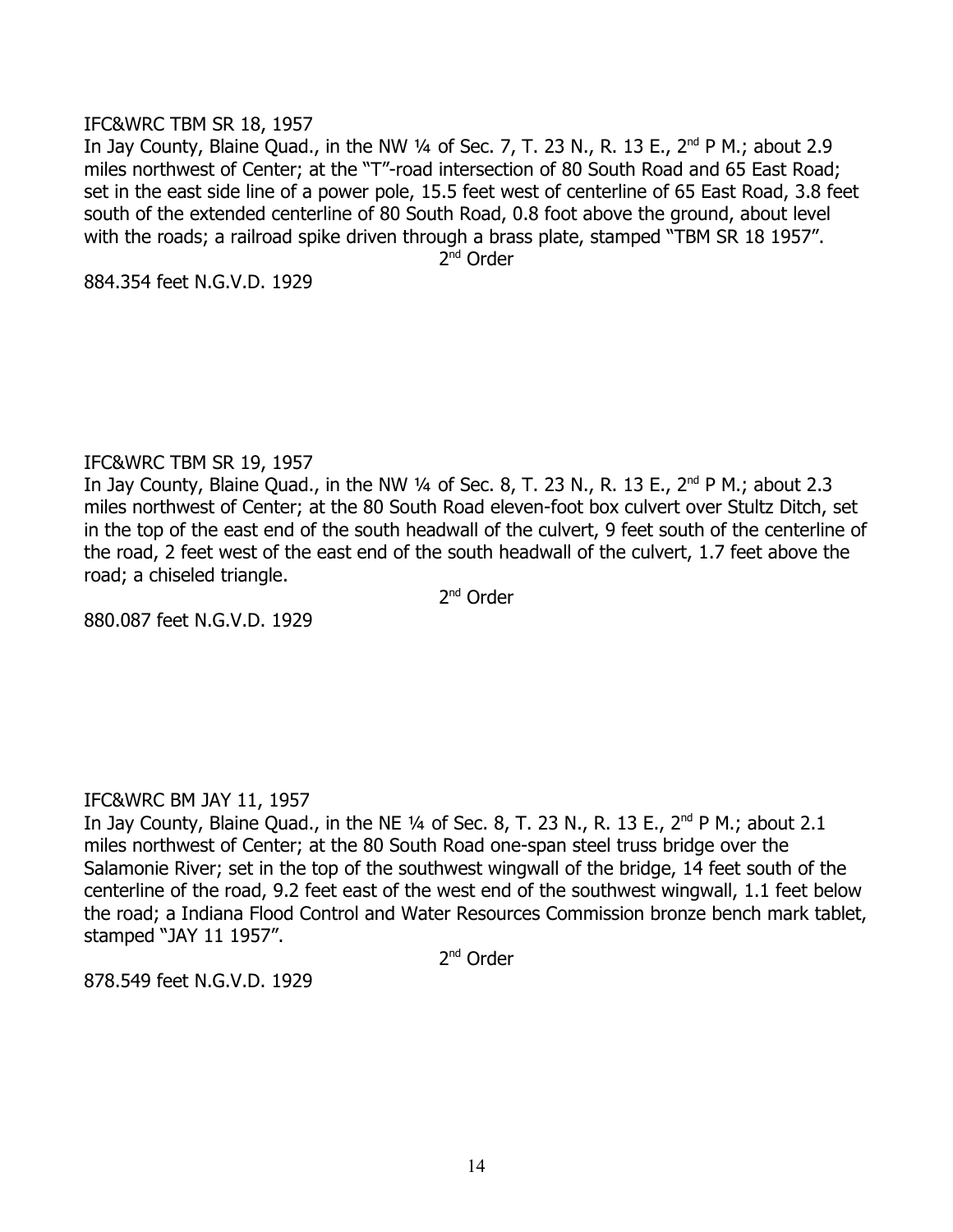IFC&WRC TBM SR 18, 1957

In Jay County, Blaine Quad., in the NW ¼ of Sec. 7, T. 23 N., R. 13 E., 2nd P M.; about 2.9 miles northwest of Center; at the "T"-road intersection of 80 South Road and 65 East Road; set in the east side line of a power pole, 15.5 feet west of centerline of 65 East Road, 3.8 feet south of the extended centerline of 80 South Road, 0.8 foot above the ground, about level with the roads; a railroad spike driven through a brass plate, stamped "TBM SR 18 1957".

2nd Order

884.354 feet N.G.V.D. 1929

IFC&WRC TBM SR 19, 1957

In Jay County, Blaine Quad., in the NW ¼ of Sec. 8, T. 23 N., R. 13 E., 2nd P M.; about 2.3 miles northwest of Center; at the 80 South Road eleven-foot box culvert over Stultz Ditch, set in the top of the east end of the south headwall of the culvert, 9 feet south of the centerline of the road, 2 feet west of the east end of the south headwall of the culvert, 1.7 feet above the road; a chiseled triangle.

2nd Order

880.087 feet N.G.V.D. 1929

IFC&WRC BM JAY 11, 1957

In Jay County, Blaine Quad., in the NE ¼ of Sec. 8, T. 23 N., R. 13 E., 2nd P M.; about 2.1 miles northwest of Center; at the 80 South Road one-span steel truss bridge over the Salamonie River; set in the top of the southwest wingwall of the bridge, 14 feet south of the centerline of the road, 9.2 feet east of the west end of the southwest wingwall, 1.1 feet below the road; a Indiana Flood Control and Water Resources Commission bronze bench mark tablet, stamped "JAY 11 1957".

2nd Order

878.549 feet N.G.V.D. 1929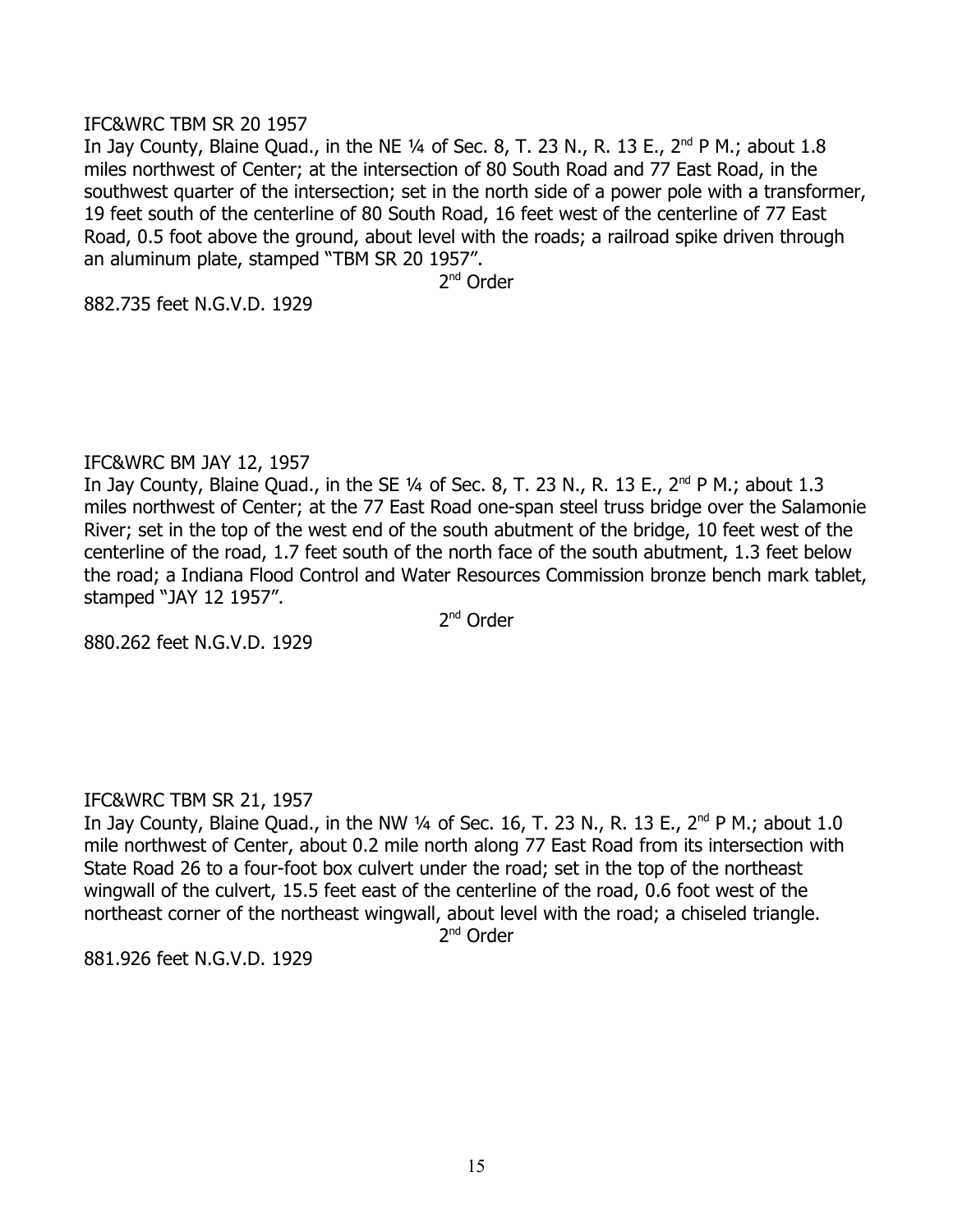IFC&WRC TBM SR 20 1957

In Jay County, Blaine Quad., in the NE ¼ of Sec. 8, T. 23 N., R. 13 E., 2nd P M.; about 1.8 miles northwest of Center; at the intersection of 80 South Road and 77 East Road, in the southwest quarter of the intersection; set in the north side of a power pole with a transformer, 19 feet south of the centerline of 80 South Road, 16 feet west of the centerline of 77 East Road, 0.5 foot above the ground, about level with the roads; a railroad spike driven through an aluminum plate, stamped "TBM SR 20 1957".

2nd Order

882.735 feet N.G.V.D. 1929

IFC&WRC BM JAY 12, 1957

In Jay County, Blaine Quad., in the SE ¼ of Sec. 8, T. 23 N., R. 13 E., 2nd P M.; about 1.3 miles northwest of Center; at the 77 East Road one-span steel truss bridge over the Salamonie River; set in the top of the west end of the south abutment of the bridge, 10 feet west of the centerline of the road, 1.7 feet south of the north face of the south abutment, 1.3 feet below the road; a Indiana Flood Control and Water Resources Commission bronze bench mark tablet, stamped "JAY 12 1957".

2nd Order

880.262 feet N.G.V.D. 1929

IFC&WRC TBM SR 21, 1957

In Jay County, Blaine Quad., in the NW ¼ of Sec. 16, T. 23 N., R. 13 E., 2nd P M.; about 1.0 mile northwest of Center, about 0.2 mile north along 77 East Road from its intersection with State Road 26 to a four-foot box culvert under the road; set in the top of the northeast wingwall of the culvert, 15.5 feet east of the centerline of the road, 0.6 foot west of the northeast corner of the northeast wingwall, about level with the road; a chiseled triangle.

2nd Order

881.926 feet N.G.V.D. 1929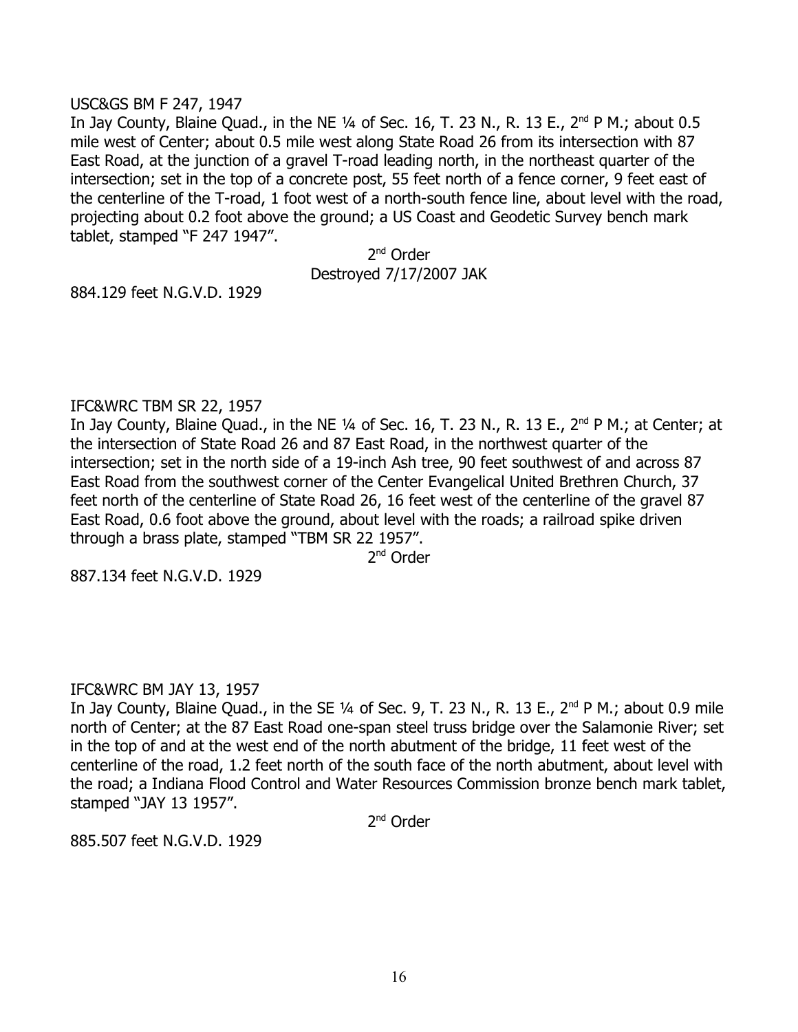USC&GS BM F 247, 1947

In Jay County, Blaine Quad., in the NE ¼ of Sec. 16, T. 23 N., R. 13 E., 2nd P M.; about 0.5 mile west of Center; about 0.5 mile west along State Road 26 from its intersection with 87 East Road, at the junction of a gravel T-road leading north, in the northeast quarter of the intersection; set in the top of a concrete post, 55 feet north of a fence corner, 9 feet east of the centerline of the T-road, 1 foot west of a north-south fence line, about level with the road, projecting about 0.2 foot above the ground; a US Coast and Geodetic Survey bench mark tablet, stamped "F 247 1947".

2nd Order

Destroyed 7/17/2007 JAK

884.129 feet N.G.V.D. 1929

IFC&WRC TBM SR 22, 1957

In Jay County, Blaine Quad., in the NE ¼ of Sec. 16, T. 23 N., R. 13 E., 2nd P M.; at Center; at the intersection of State Road 26 and 87 East Road, in the northwest quarter of the intersection; set in the north side of a 19-inch Ash tree, 90 feet southwest of and across 87 East Road from the southwest corner of the Center Evangelical United Brethren Church, 37 feet north of the centerline of State Road 26, 16 feet west of the centerline of the gravel 87 East Road, 0.6 foot above the ground, about level with the roads; a railroad spike driven through a brass plate, stamped "TBM SR 22 1957".

2nd Order

887.134 feet N.G.V.D. 1929

IFC&WRC BM JAY 13, 1957

In Jay County, Blaine Quad., in the SE ¼ of Sec. 9, T. 23 N., R. 13 E., 2nd P M.; about 0.9 mile north of Center; at the 87 East Road one-span steel truss bridge over the Salamonie River; set in the top of and at the west end of the north abutment of the bridge, 11 feet west of the centerline of the road, 1.2 feet north of the south face of the north abutment, about level with the road; a Indiana Flood Control and Water Resources Commission bronze bench mark tablet, stamped "JAY 13 1957".

2nd Order

885.507 feet N.G.V.D. 1929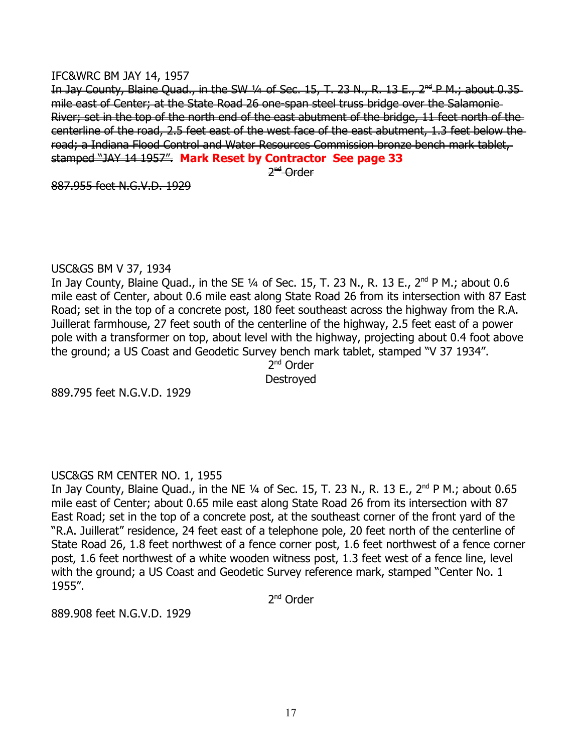IFC&WRC BM JAY 14, 1957

~~In Jay County, Blaine Quad., in the SW ¼ of Sec. 15, T. 23 N., R. 13 E., 2nd P M.; about 0.35 mile east of Center; at the State Road 26 one-span steel truss bridge over the Salamonie River; set in the top of the north end of the east abutment of the bridge, 11 feet north of the centerline of the road, 2.5 feet east of the west face of the east abutment, 1.3 feet below the road; a Indiana Flood Control and Water Resources Commission bronze bench mark tablet, stamped "JAY 14 1957".~~ **Mark Reset by Contractor See page 33**

~~2nd Order~~

~~887.955 feet N.G.V.D. 1929~~

USC&GS BM V 37, 1934

In Jay County, Blaine Quad., in the SE ¼ of Sec. 15, T. 23 N., R. 13 E., 2nd P M.; about 0.6 mile east of Center, about 0.6 mile east along State Road 26 from its intersection with 87 East Road; set in the top of a concrete post, 180 feet southeast across the highway from the R.A. Juillerat farmhouse, 27 feet south of the centerline of the highway, 2.5 feet east of a power pole with a transformer on top, about level with the highway, projecting about 0.4 foot above the ground; a US Coast and Geodetic Survey bench mark tablet, stamped "V 37 1934".

2nd Order

Destroyed

889.795 feet N.G.V.D. 1929

USC&GS RM CENTER NO. 1, 1955

In Jay County, Blaine Quad., in the NE ¼ of Sec. 15, T. 23 N., R. 13 E., 2nd P M.; about 0.65 mile east of Center; about 0.65 mile east along State Road 26 from its intersection with 87 East Road; set in the top of a concrete post, at the southeast corner of the front yard of the "R.A. Juillerat" residence, 24 feet east of a telephone pole, 20 feet north of the centerline of State Road 26, 1.8 feet northwest of a fence corner post, 1.6 feet northwest of a fence corner post, 1.6 feet northwest of a white wooden witness post, 1.3 feet west of a fence line, level with the ground; a US Coast and Geodetic Survey reference mark, stamped "Center No. 1 1955".

2nd Order

889.908 feet N.G.V.D. 1929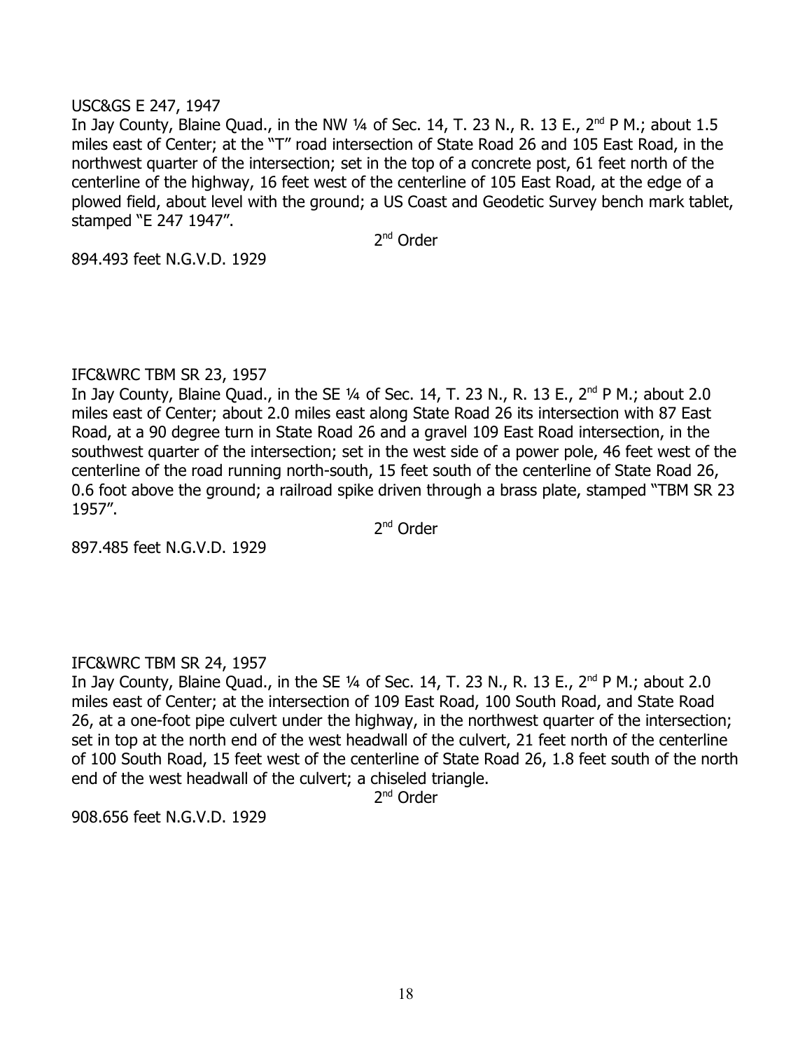USC&GS E 247, 1947

In Jay County, Blaine Quad., in the NW ¼ of Sec. 14, T. 23 N., R. 13 E., 2nd P M.; about 1.5 miles east of Center; at the "T" road intersection of State Road 26 and 105 East Road, in the northwest quarter of the intersection; set in the top of a concrete post, 61 feet north of the centerline of the highway, 16 feet west of the centerline of 105 East Road, at the edge of a plowed field, about level with the ground; a US Coast and Geodetic Survey bench mark tablet, stamped "E 247 1947".

2nd Order

894.493 feet N.G.V.D. 1929

IFC&WRC TBM SR 23, 1957

In Jay County, Blaine Quad., in the SE ¼ of Sec. 14, T. 23 N., R. 13 E., 2nd P M.; about 2.0 miles east of Center; about 2.0 miles east along State Road 26 its intersection with 87 East Road, at a 90 degree turn in State Road 26 and a gravel 109 East Road intersection, in the southwest quarter of the intersection; set in the west side of a power pole, 46 feet west of the centerline of the road running north-south, 15 feet south of the centerline of State Road 26, 0.6 foot above the ground; a railroad spike driven through a brass plate, stamped "TBM SR 23 1957".

2nd Order

897.485 feet N.G.V.D. 1929

IFC&WRC TBM SR 24, 1957

In Jay County, Blaine Quad., in the SE ¼ of Sec. 14, T. 23 N., R. 13 E., 2nd P M.; about 2.0 miles east of Center; at the intersection of 109 East Road, 100 South Road, and State Road 26, at a one-foot pipe culvert under the highway, in the northwest quarter of the intersection; set in top at the north end of the west headwall of the culvert, 21 feet north of the centerline of 100 South Road, 15 feet west of the centerline of State Road 26, 1.8 feet south of the north end of the west headwall of the culvert; a chiseled triangle.

2nd Order

908.656 feet N.G.V.D. 1929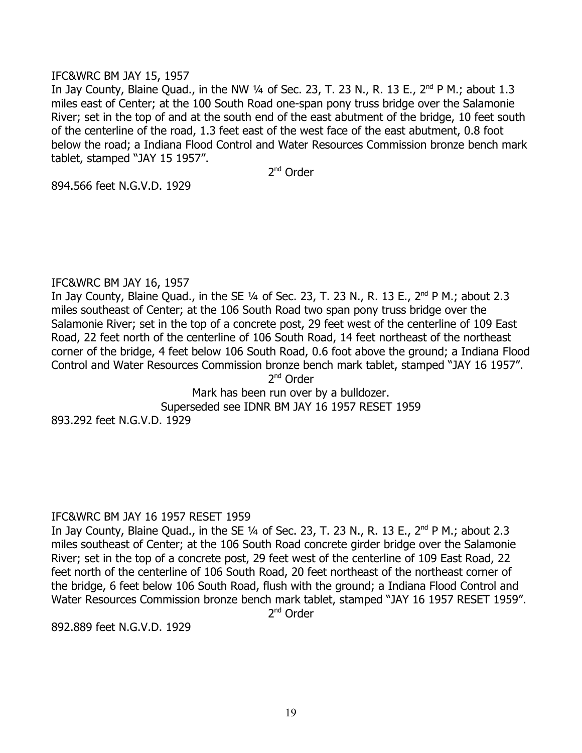IFC&WRC BM JAY 15, 1957

In Jay County, Blaine Quad., in the NW ¼ of Sec. 23, T. 23 N., R. 13 E., 2nd P M.; about 1.3 miles east of Center; at the 100 South Road one-span pony truss bridge over the Salamonie River; set in the top of and at the south end of the east abutment of the bridge, 10 feet south of the centerline of the road, 1.3 feet east of the west face of the east abutment, 0.8 foot below the road; a Indiana Flood Control and Water Resources Commission bronze bench mark tablet, stamped "JAY 15 1957".

2nd Order

894.566 feet N.G.V.D. 1929

IFC&WRC BM JAY 16, 1957

In Jay County, Blaine Quad., in the SE ¼ of Sec. 23, T. 23 N., R. 13 E., 2nd P M.; about 2.3 miles southeast of Center; at the 106 South Road two span pony truss bridge over the Salamonie River; set in the top of a concrete post, 29 feet west of the centerline of 109 East Road, 22 feet north of the centerline of 106 South Road, 14 feet northeast of the northeast corner of the bridge, 4 feet below 106 South Road, 0.6 foot above the ground; a Indiana Flood Control and Water Resources Commission bronze bench mark tablet, stamped "JAY 16 1957".

2nd Order

Mark has been run over by a bulldozer.

Superseded see IDNR BM JAY 16 1957 RESET 1959

893.292 feet N.G.V.D. 1929

IFC&WRC BM JAY 16 1957 RESET 1959

In Jay County, Blaine Quad., in the SE ¼ of Sec. 23, T. 23 N., R. 13 E., 2nd P M.; about 2.3 miles southeast of Center; at the 106 South Road concrete girder bridge over the Salamonie River; set in the top of a concrete post, 29 feet west of the centerline of 109 East Road, 22 feet north of the centerline of 106 South Road, 20 feet northeast of the northeast corner of the bridge, 6 feet below 106 South Road, flush with the ground; a Indiana Flood Control and Water Resources Commission bronze bench mark tablet, stamped "JAY 16 1957 RESET 1959".

2nd Order

892.889 feet N.G.V.D. 1929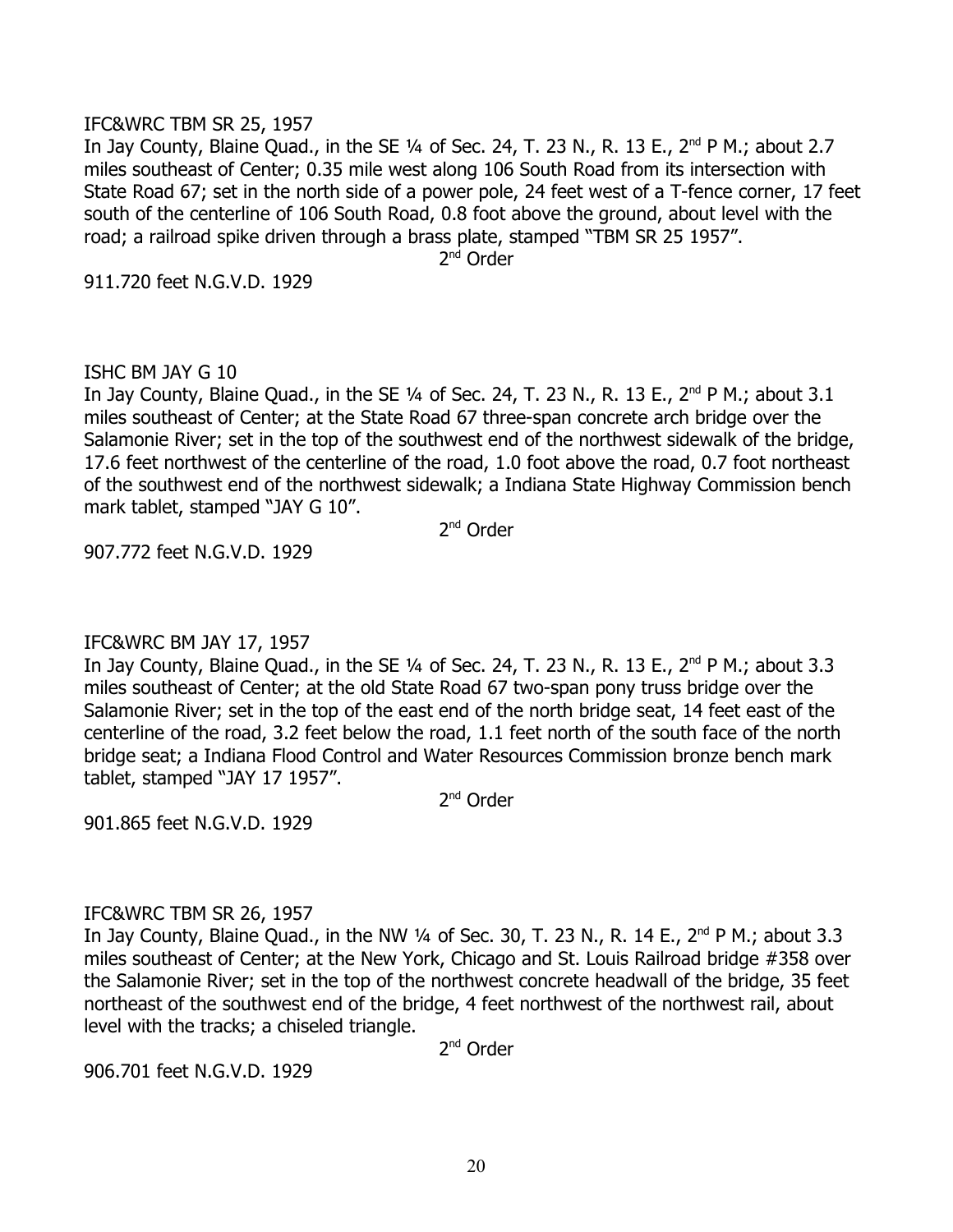IFC&WRC TBM SR 25, 1957

In Jay County, Blaine Quad., in the SE ¼ of Sec. 24, T. 23 N., R. 13 E., 2nd P M.; about 2.7 miles southeast of Center; 0.35 mile west along 106 South Road from its intersection with State Road 67; set in the north side of a power pole, 24 feet west of a T-fence corner, 17 feet south of the centerline of 106 South Road, 0.8 foot above the ground, about level with the road; a railroad spike driven through a brass plate, stamped "TBM SR 25 1957".

2nd Order

911.720 feet N.G.V.D. 1929

ISHC BM JAY G 10

In Jay County, Blaine Quad., in the SE ¼ of Sec. 24, T. 23 N., R. 13 E., 2nd P M.; about 3.1 miles southeast of Center; at the State Road 67 three-span concrete arch bridge over the Salamonie River; set in the top of the southwest end of the northwest sidewalk of the bridge, 17.6 feet northwest of the centerline of the road, 1.0 foot above the road, 0.7 foot northeast of the southwest end of the northwest sidewalk; a Indiana State Highway Commission bench mark tablet, stamped "JAY G 10".

2nd Order

907.772 feet N.G.V.D. 1929

IFC&WRC BM JAY 17, 1957

In Jay County, Blaine Quad., in the SE ¼ of Sec. 24, T. 23 N., R. 13 E., 2nd P M.; about 3.3 miles southeast of Center; at the old State Road 67 two-span pony truss bridge over the Salamonie River; set in the top of the east end of the north bridge seat, 14 feet east of the centerline of the road, 3.2 feet below the road, 1.1 feet north of the south face of the north bridge seat; a Indiana Flood Control and Water Resources Commission bronze bench mark tablet, stamped "JAY 17 1957".

2nd Order

901.865 feet N.G.V.D. 1929

IFC&WRC TBM SR 26, 1957

In Jay County, Blaine Quad., in the NW ¼ of Sec. 30, T. 23 N., R. 14 E., 2nd P M.; about 3.3 miles southeast of Center; at the New York, Chicago and St. Louis Railroad bridge #358 over the Salamonie River; set in the top of the northwest concrete headwall of the bridge, 35 feet northeast of the southwest end of the bridge, 4 feet northwest of the northwest rail, about level with the tracks; a chiseled triangle.

2nd Order

906.701 feet N.G.V.D. 1929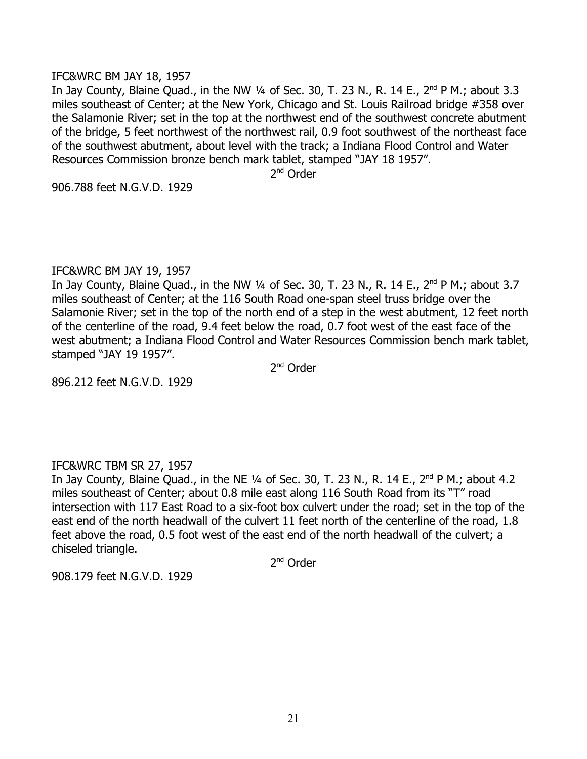IFC&WRC BM JAY 18, 1957

In Jay County, Blaine Quad., in the NW ¼ of Sec. 30, T. 23 N., R. 14 E., 2nd P M.; about 3.3 miles southeast of Center; at the New York, Chicago and St. Louis Railroad bridge #358 over the Salamonie River; set in the top at the northwest end of the southwest concrete abutment of the bridge, 5 feet northwest of the northwest rail, 0.9 foot southwest of the northeast face of the southwest abutment, about level with the track; a Indiana Flood Control and Water Resources Commission bronze bench mark tablet, stamped "JAY 18 1957".

2nd Order

906.788 feet N.G.V.D. 1929

IFC&WRC BM JAY 19, 1957

In Jay County, Blaine Quad., in the NW ¼ of Sec. 30, T. 23 N., R. 14 E., 2nd P M.; about 3.7 miles southeast of Center; at the 116 South Road one-span steel truss bridge over the Salamonie River; set in the top of the north end of a step in the west abutment, 12 feet north of the centerline of the road, 9.4 feet below the road, 0.7 foot west of the east face of the west abutment; a Indiana Flood Control and Water Resources Commission bench mark tablet, stamped "JAY 19 1957".

2nd Order

896.212 feet N.G.V.D. 1929

IFC&WRC TBM SR 27, 1957

In Jay County, Blaine Quad., in the NE ¼ of Sec. 30, T. 23 N., R. 14 E., 2nd P M.; about 4.2 miles southeast of Center; about 0.8 mile east along 116 South Road from its "T" road intersection with 117 East Road to a six-foot box culvert under the road; set in the top of the east end of the north headwall of the culvert 11 feet north of the centerline of the road, 1.8 feet above the road, 0.5 foot west of the east end of the north headwall of the culvert; a chiseled triangle.

2nd Order

908.179 feet N.G.V.D. 1929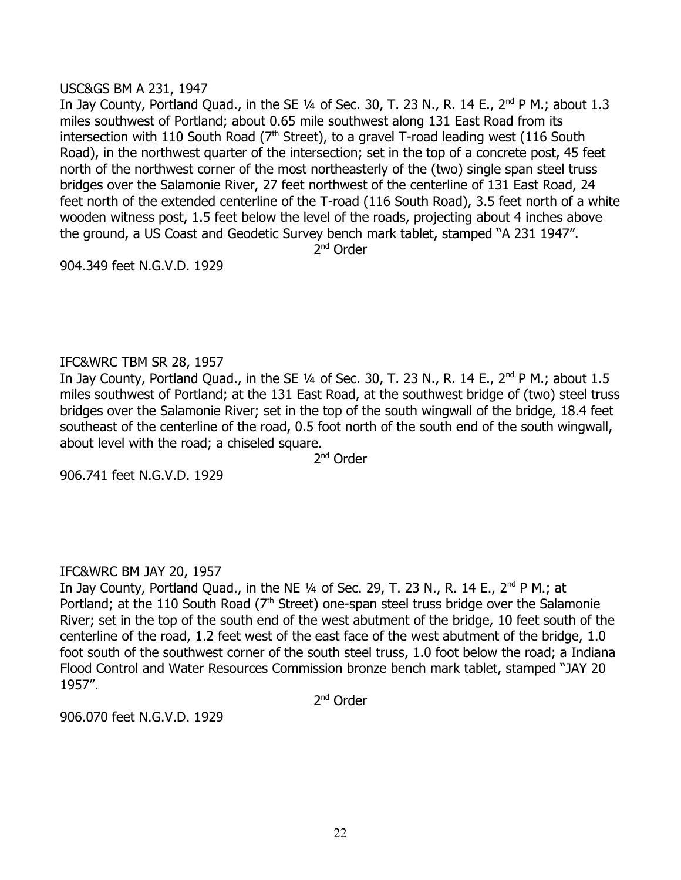USC&GS BM A 231, 1947

In Jay County, Portland Quad., in the SE ¼ of Sec. 30, T. 23 N., R. 14 E., 2nd P M.; about 1.3 miles southwest of Portland; about 0.65 mile southwest along 131 East Road from its intersection with 110 South Road (7th Street), to a gravel T-road leading west (116 South Road), in the northwest quarter of the intersection; set in the top of a concrete post, 45 feet north of the northwest corner of the most northeasterly of the (two) single span steel truss bridges over the Salamonie River, 27 feet northwest of the centerline of 131 East Road, 24 feet north of the extended centerline of the T-road (116 South Road), 3.5 feet north of a white wooden witness post, 1.5 feet below the level of the roads, projecting about 4 inches above the ground, a US Coast and Geodetic Survey bench mark tablet, stamped "A 231 1947".

2nd Order

904.349 feet N.G.V.D. 1929

IFC&WRC TBM SR 28, 1957

In Jay County, Portland Quad., in the SE ¼ of Sec. 30, T. 23 N., R. 14 E., 2nd P M.; about 1.5 miles southwest of Portland; at the 131 East Road, at the southwest bridge of (two) steel truss bridges over the Salamonie River; set in the top of the south wingwall of the bridge, 18.4 feet southeast of the centerline of the road, 0.5 foot north of the south end of the south wingwall, about level with the road; a chiseled square.

2nd Order

906.741 feet N.G.V.D. 1929

IFC&WRC BM JAY 20, 1957

In Jay County, Portland Quad., in the NE ¼ of Sec. 29, T. 23 N., R. 14 E., 2nd P M.; at Portland; at the 110 South Road (7th Street) one-span steel truss bridge over the Salamonie River; set in the top of the south end of the west abutment of the bridge, 10 feet south of the centerline of the road, 1.2 feet west of the east face of the west abutment of the bridge, 1.0 foot south of the southwest corner of the south steel truss, 1.0 foot below the road; a Indiana Flood Control and Water Resources Commission bronze bench mark tablet, stamped "JAY 20 1957".

2nd Order

906.070 feet N.G.V.D. 1929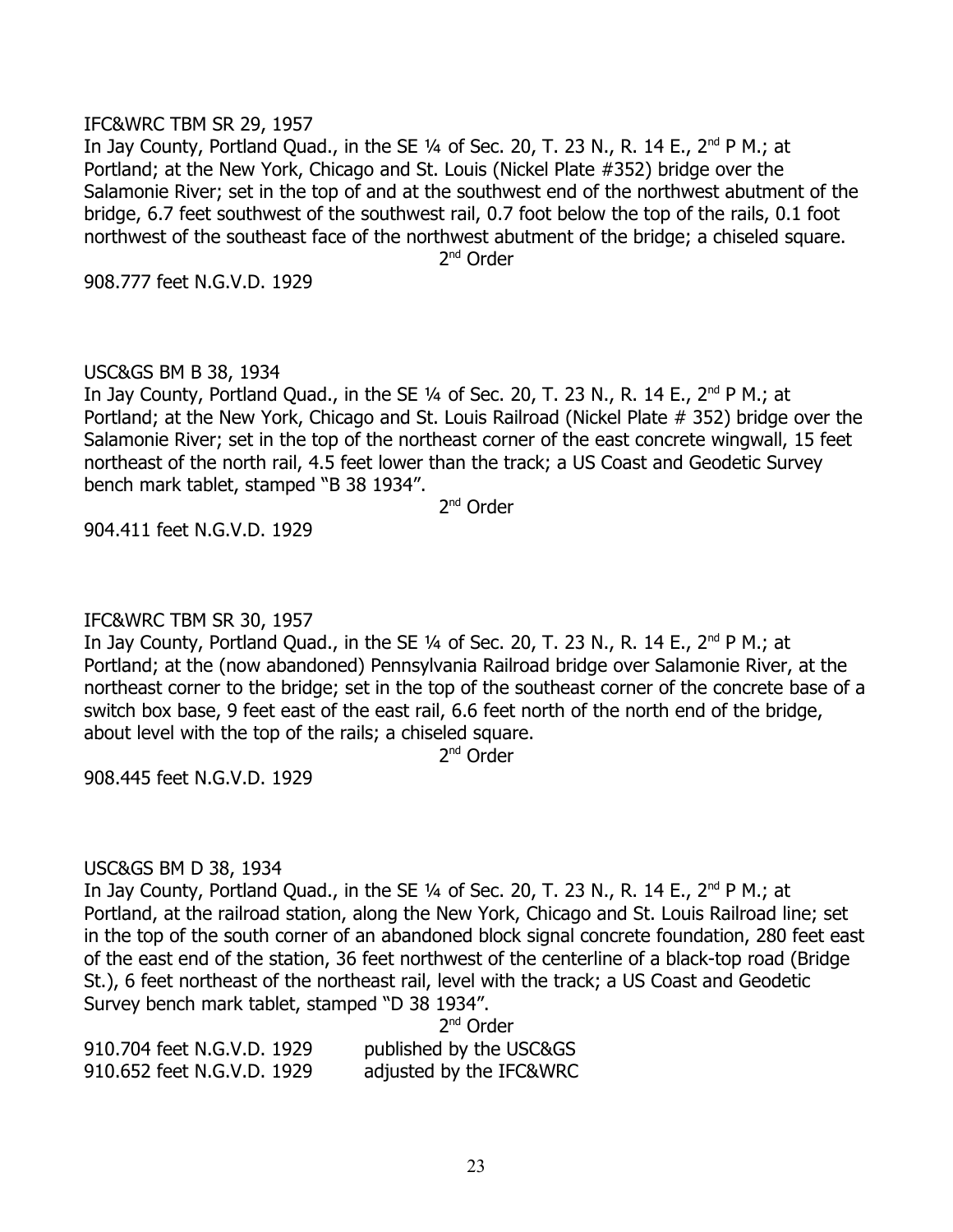IFC&WRC TBM SR 29, 1957

In Jay County, Portland Quad., in the SE ¼ of Sec. 20, T. 23 N., R. 14 E., 2nd P M.; at Portland; at the New York, Chicago and St. Louis (Nickel Plate #352) bridge over the Salamonie River; set in the top of and at the southwest end of the northwest abutment of the bridge, 6.7 feet southwest of the southwest rail, 0.7 foot below the top of the rails, 0.1 foot northwest of the southeast face of the northwest abutment of the bridge; a chiseled square.

2nd Order

908.777 feet N.G.V.D. 1929

USC&GS BM B 38, 1934

In Jay County, Portland Quad., in the SE ¼ of Sec. 20, T. 23 N., R. 14 E., 2nd P M.; at Portland; at the New York, Chicago and St. Louis Railroad (Nickel Plate # 352) bridge over the Salamonie River; set in the top of the northeast corner of the east concrete wingwall, 15 feet northeast of the north rail, 4.5 feet lower than the track; a US Coast and Geodetic Survey bench mark tablet, stamped "B 38 1934".

2nd Order

904.411 feet N.G.V.D. 1929

IFC&WRC TBM SR 30, 1957

In Jay County, Portland Quad., in the SE ¼ of Sec. 20, T. 23 N., R. 14 E., 2nd P M.; at Portland; at the (now abandoned) Pennsylvania Railroad bridge over Salamonie River, at the northeast corner to the bridge; set in the top of the southeast corner of the concrete base of a switch box base, 9 feet east of the east rail, 6.6 feet north of the north end of the bridge, about level with the top of the rails; a chiseled square.

2nd Order

908.445 feet N.G.V.D. 1929

USC&GS BM D 38, 1934

In Jay County, Portland Quad., in the SE ¼ of Sec. 20, T. 23 N., R. 14 E., 2nd P M.; at Portland, at the railroad station, along the New York, Chicago and St. Louis Railroad line; set in the top of the south corner of an abandoned block signal concrete foundation, 280 feet east of the east end of the station, 36 feet northwest of the centerline of a black-top road (Bridge St.), 6 feet northeast of the northeast rail, level with the track; a US Coast and Geodetic Survey bench mark tablet, stamped "D 38 1934".

2nd Order

910.704 feet N.G.V.D. 1929 published by the USC&GS
910.652 feet N.G.V.D. 1929 adjusted by the IFC&WRC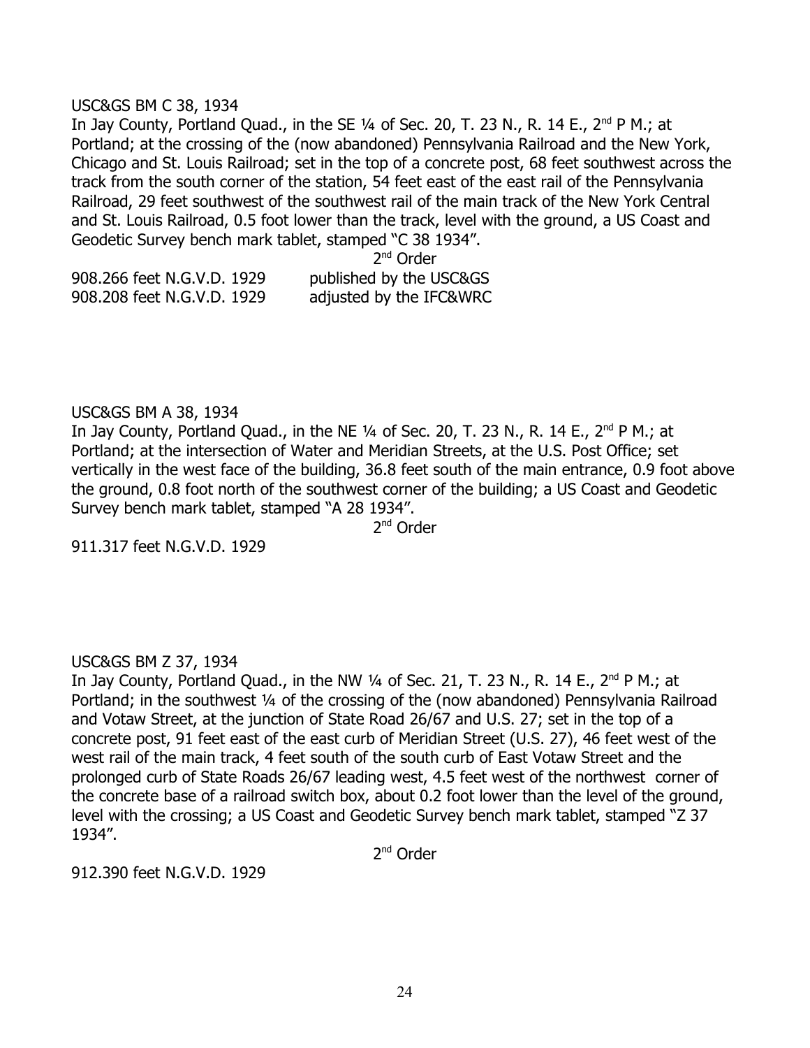USC&GS BM C 38, 1934

In Jay County, Portland Quad., in the SE ¼ of Sec. 20, T. 23 N., R. 14 E., 2nd P M.; at Portland; at the crossing of the (now abandoned) Pennsylvania Railroad and the New York, Chicago and St. Louis Railroad; set in the top of a concrete post, 68 feet southwest across the track from the south corner of the station, 54 feet east of the east rail of the Pennsylvania Railroad, 29 feet southwest of the southwest rail of the main track of the New York Central and St. Louis Railroad, 0.5 foot lower than the track, level with the ground, a US Coast and Geodetic Survey bench mark tablet, stamped "C 38 1934".

2nd Order

908.266 feet N.G.V.D. 1929 published by the USC&GS
908.208 feet N.G.V.D. 1929 adjusted by the IFC&WRC

USC&GS BM A 38, 1934

In Jay County, Portland Quad., in the NE ¼ of Sec. 20, T. 23 N., R. 14 E., 2nd P M.; at Portland; at the intersection of Water and Meridian Streets, at the U.S. Post Office; set vertically in the west face of the building, 36.8 feet south of the main entrance, 0.9 foot above the ground, 0.8 foot north of the southwest corner of the building; a US Coast and Geodetic Survey bench mark tablet, stamped "A 28 1934".

2nd Order

911.317 feet N.G.V.D. 1929

USC&GS BM Z 37, 1934

In Jay County, Portland Quad., in the NW ¼ of Sec. 21, T. 23 N., R. 14 E., 2nd P M.; at Portland; in the southwest ¼ of the crossing of the (now abandoned) Pennsylvania Railroad and Votaw Street, at the junction of State Road 26/67 and U.S. 27; set in the top of a concrete post, 91 feet east of the east curb of Meridian Street (U.S. 27), 46 feet west of the west rail of the main track, 4 feet south of the south curb of East Votaw Street and the prolonged curb of State Roads 26/67 leading west, 4.5 feet west of the northwest corner of the concrete base of a railroad switch box, about 0.2 foot lower than the level of the ground, level with the crossing; a US Coast and Geodetic Survey bench mark tablet, stamped "Z 37 1934".

2nd Order

912.390 feet N.G.V.D. 1929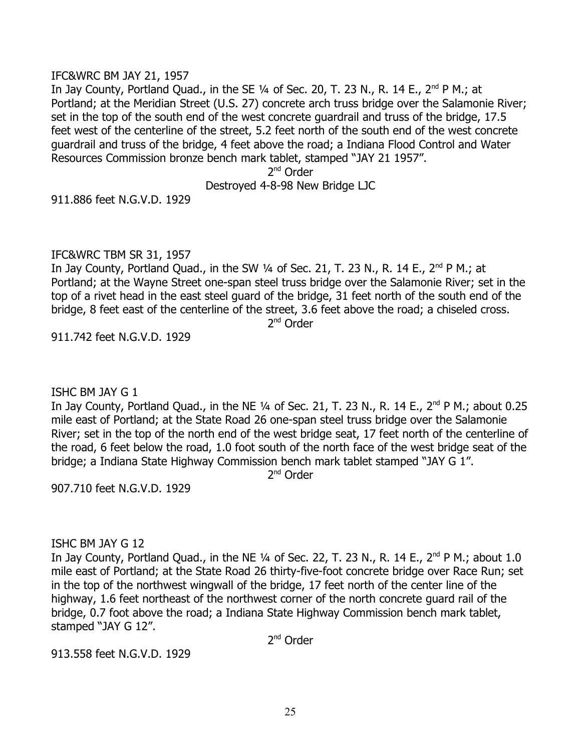IFC&WRC BM JAY 21, 1957

In Jay County, Portland Quad., in the SE ¼ of Sec. 20, T. 23 N., R. 14 E., 2nd P M.; at Portland; at the Meridian Street (U.S. 27) concrete arch truss bridge over the Salamonie River; set in the top of the south end of the west concrete guardrail and truss of the bridge, 17.5 feet west of the centerline of the street, 5.2 feet north of the south end of the west concrete guardrail and truss of the bridge, 4 feet above the road; a Indiana Flood Control and Water Resources Commission bronze bench mark tablet, stamped "JAY 21 1957".

2nd Order

Destroyed 4-8-98 New Bridge LJC

911.886 feet N.G.V.D. 1929

IFC&WRC TBM SR 31, 1957

In Jay County, Portland Quad., in the SW ¼ of Sec. 21, T. 23 N., R. 14 E., 2nd P M.; at Portland; at the Wayne Street one-span steel truss bridge over the Salamonie River; set in the top of a rivet head in the east steel guard of the bridge, 31 feet north of the south end of the bridge, 8 feet east of the centerline of the street, 3.6 feet above the road; a chiseled cross.

2nd Order

911.742 feet N.G.V.D. 1929

ISHC BM JAY G 1

In Jay County, Portland Quad., in the NE ¼ of Sec. 21, T. 23 N., R. 14 E., 2nd P M.; about 0.25 mile east of Portland; at the State Road 26 one-span steel truss bridge over the Salamonie River; set in the top of the north end of the west bridge seat, 17 feet north of the centerline of the road, 6 feet below the road, 1.0 foot south of the north face of the west bridge seat of the bridge; a Indiana State Highway Commission bench mark tablet stamped "JAY G 1".

2nd Order

907.710 feet N.G.V.D. 1929

ISHC BM JAY G 12

In Jay County, Portland Quad., in the NE ¼ of Sec. 22, T. 23 N., R. 14 E., 2nd P M.; about 1.0 mile east of Portland; at the State Road 26 thirty-five-foot concrete bridge over Race Run; set in the top of the northwest wingwall of the bridge, 17 feet north of the center line of the highway, 1.6 feet northeast of the northwest corner of the north concrete guard rail of the bridge, 0.7 foot above the road; a Indiana State Highway Commission bench mark tablet, stamped "JAY G 12".

2nd Order

913.558 feet N.G.V.D. 1929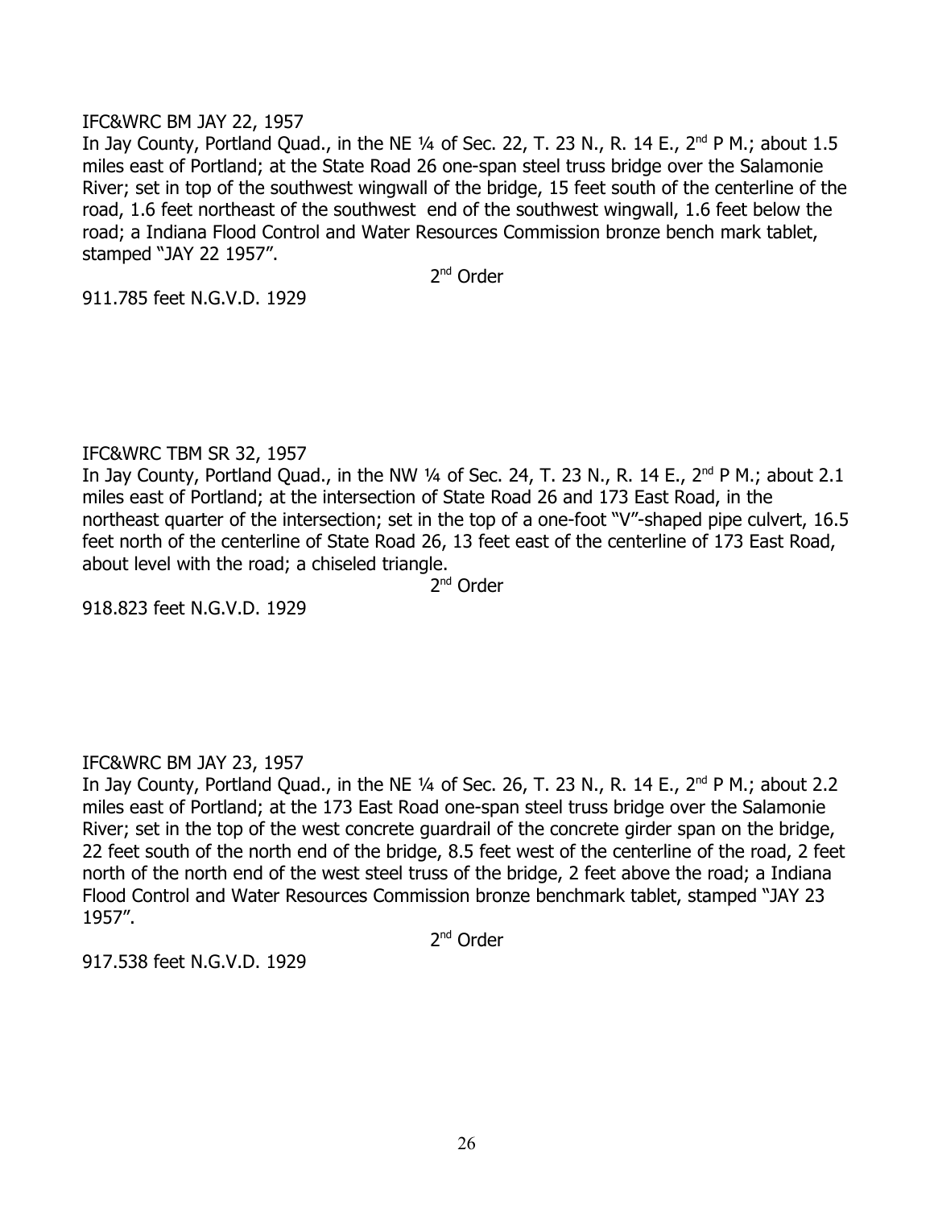IFC&WRC BM JAY 22, 1957

In Jay County, Portland Quad., in the NE ¼ of Sec. 22, T. 23 N., R. 14 E., 2nd P M.; about 1.5 miles east of Portland; at the State Road 26 one-span steel truss bridge over the Salamonie River; set in top of the southwest wingwall of the bridge, 15 feet south of the centerline of the road, 1.6 feet northeast of the southwest end of the southwest wingwall, 1.6 feet below the road; a Indiana Flood Control and Water Resources Commission bronze bench mark tablet, stamped "JAY 22 1957".

2nd Order

911.785 feet N.G.V.D. 1929

IFC&WRC TBM SR 32, 1957

In Jay County, Portland Quad., in the NW ¼ of Sec. 24, T. 23 N., R. 14 E., 2nd P M.; about 2.1 miles east of Portland; at the intersection of State Road 26 and 173 East Road, in the northeast quarter of the intersection; set in the top of a one-foot "V"-shaped pipe culvert, 16.5 feet north of the centerline of State Road 26, 13 feet east of the centerline of 173 East Road, about level with the road; a chiseled triangle.

2nd Order

918.823 feet N.G.V.D. 1929

IFC&WRC BM JAY 23, 1957

In Jay County, Portland Quad., in the NE ¼ of Sec. 26, T. 23 N., R. 14 E., 2nd P M.; about 2.2 miles east of Portland; at the 173 East Road one-span steel truss bridge over the Salamonie River; set in the top of the west concrete guardrail of the concrete girder span on the bridge, 22 feet south of the north end of the bridge, 8.5 feet west of the centerline of the road, 2 feet north of the north end of the west steel truss of the bridge, 2 feet above the road; a Indiana Flood Control and Water Resources Commission bronze benchmark tablet, stamped "JAY 23 1957".

2nd Order

917.538 feet N.G.V.D. 1929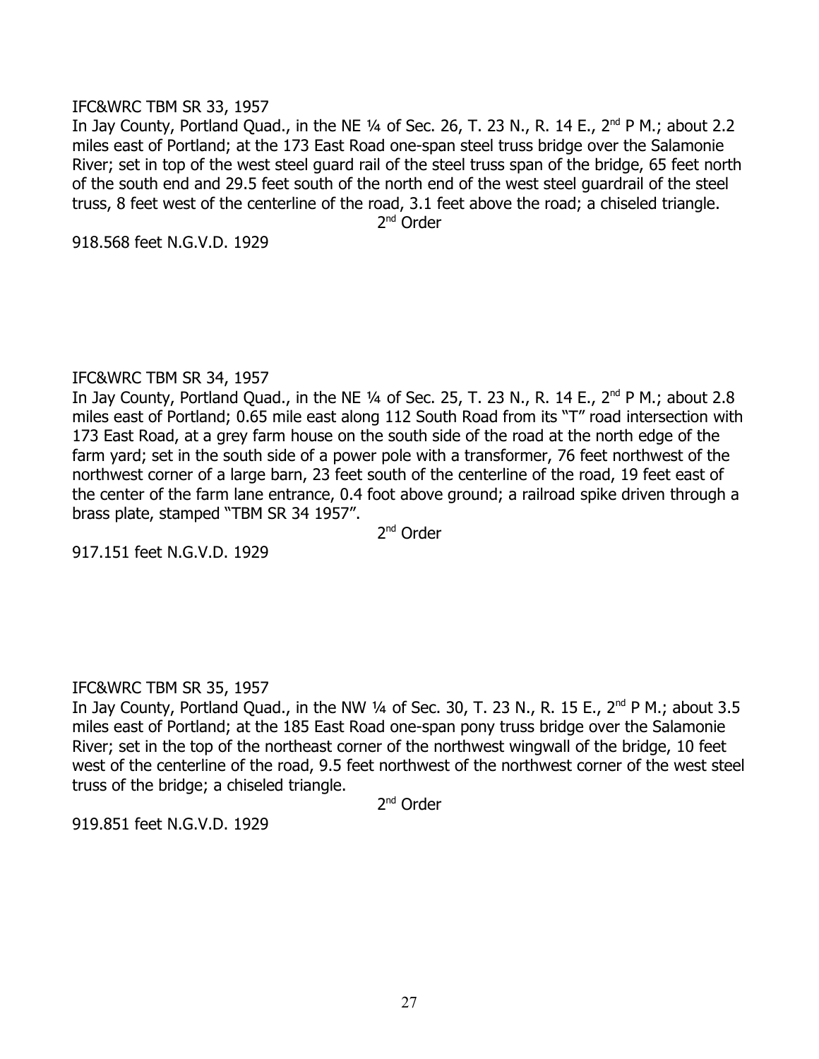IFC&WRC TBM SR 33, 1957

In Jay County, Portland Quad., in the NE ¼ of Sec. 26, T. 23 N., R. 14 E., 2nd P M.; about 2.2 miles east of Portland; at the 173 East Road one-span steel truss bridge over the Salamonie River; set in top of the west steel guard rail of the steel truss span of the bridge, 65 feet north of the south end and 29.5 feet south of the north end of the west steel guardrail of the steel truss, 8 feet west of the centerline of the road, 3.1 feet above the road; a chiseled triangle.

2nd Order

918.568 feet N.G.V.D. 1929

IFC&WRC TBM SR 34, 1957

In Jay County, Portland Quad., in the NE ¼ of Sec. 25, T. 23 N., R. 14 E., 2nd P M.; about 2.8 miles east of Portland; 0.65 mile east along 112 South Road from its "T" road intersection with 173 East Road, at a grey farm house on the south side of the road at the north edge of the farm yard; set in the south side of a power pole with a transformer, 76 feet northwest of the northwest corner of a large barn, 23 feet south of the centerline of the road, 19 feet east of the center of the farm lane entrance, 0.4 foot above ground; a railroad spike driven through a brass plate, stamped "TBM SR 34 1957".

2nd Order

917.151 feet N.G.V.D. 1929

IFC&WRC TBM SR 35, 1957

In Jay County, Portland Quad., in the NW ¼ of Sec. 30, T. 23 N., R. 15 E., 2nd P M.; about 3.5 miles east of Portland; at the 185 East Road one-span pony truss bridge over the Salamonie River; set in the top of the northeast corner of the northwest wingwall of the bridge, 10 feet west of the centerline of the road, 9.5 feet northwest of the northwest corner of the west steel truss of the bridge; a chiseled triangle.

2nd Order

919.851 feet N.G.V.D. 1929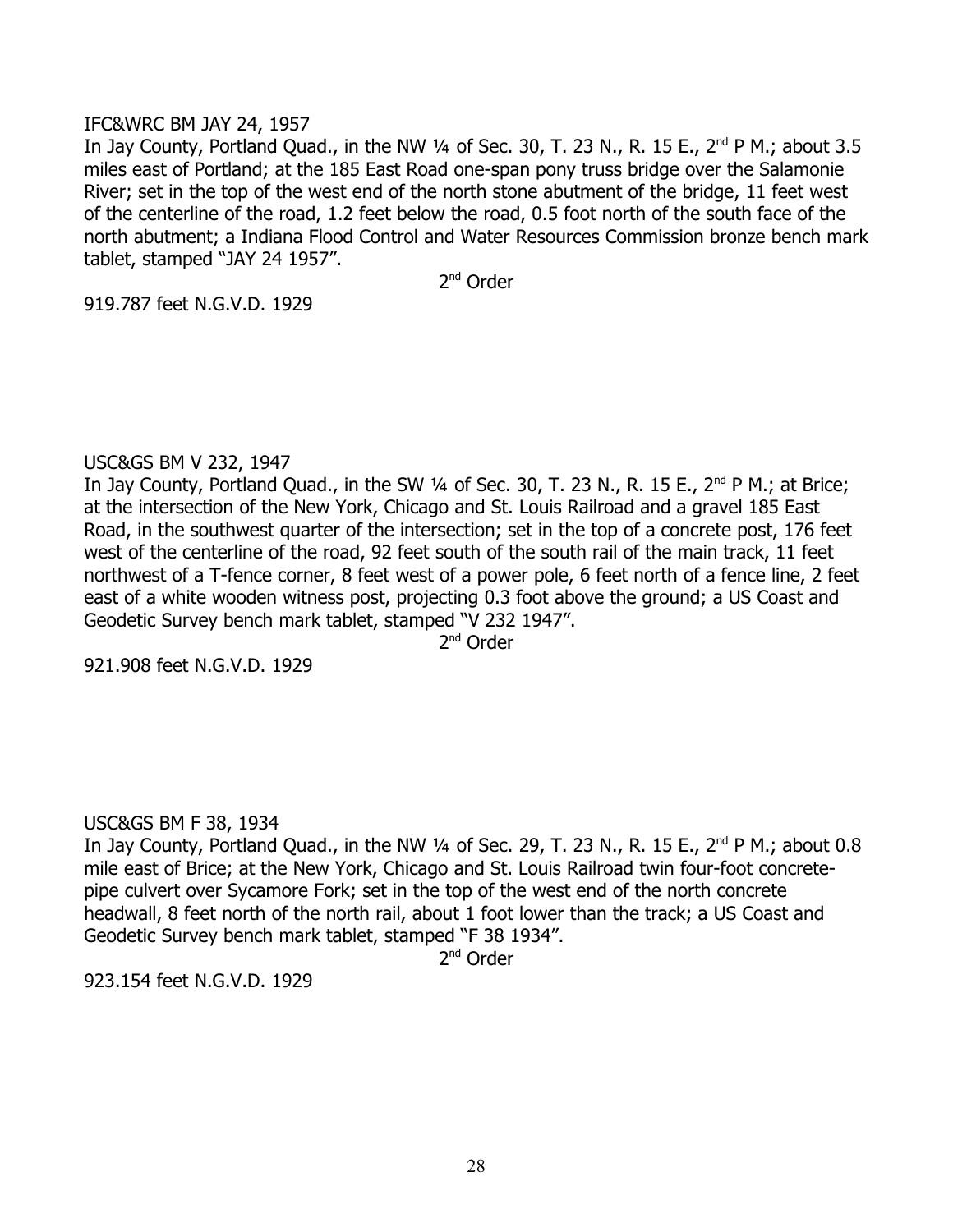IFC&WRC BM JAY 24, 1957

In Jay County, Portland Quad., in the NW ¼ of Sec. 30, T. 23 N., R. 15 E., 2nd P M.; about 3.5 miles east of Portland; at the 185 East Road one-span pony truss bridge over the Salamonie River; set in the top of the west end of the north stone abutment of the bridge, 11 feet west of the centerline of the road, 1.2 feet below the road, 0.5 foot north of the south face of the north abutment; a Indiana Flood Control and Water Resources Commission bronze bench mark tablet, stamped "JAY 24 1957".

2nd Order

919.787 feet N.G.V.D. 1929

USC&GS BM V 232, 1947

In Jay County, Portland Quad., in the SW ¼ of Sec. 30, T. 23 N., R. 15 E., 2nd P M.; at Brice; at the intersection of the New York, Chicago and St. Louis Railroad and a gravel 185 East Road, in the southwest quarter of the intersection; set in the top of a concrete post, 176 feet west of the centerline of the road, 92 feet south of the south rail of the main track, 11 feet northwest of a T-fence corner, 8 feet west of a power pole, 6 feet north of a fence line, 2 feet east of a white wooden witness post, projecting 0.3 foot above the ground; a US Coast and Geodetic Survey bench mark tablet, stamped "V 232 1947".

2nd Order

921.908 feet N.G.V.D. 1929

USC&GS BM F 38, 1934

In Jay County, Portland Quad., in the NW ¼ of Sec. 29, T. 23 N., R. 15 E., 2nd P M.; about 0.8 mile east of Brice; at the New York, Chicago and St. Louis Railroad twin four-foot concrete-pipe culvert over Sycamore Fork; set in the top of the west end of the north concrete headwall, 8 feet north of the north rail, about 1 foot lower than the track; a US Coast and Geodetic Survey bench mark tablet, stamped "F 38 1934".

2nd Order

923.154 feet N.G.V.D. 1929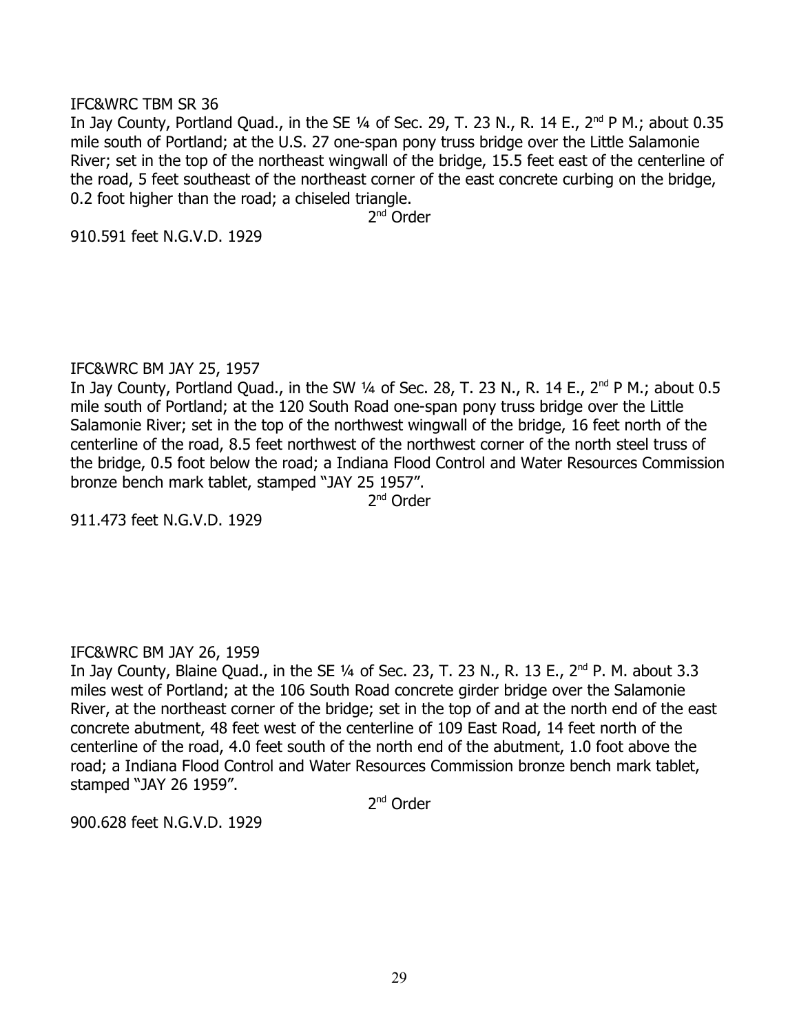IFC&WRC TBM SR 36

In Jay County, Portland Quad., in the SE ¼ of Sec. 29, T. 23 N., R. 14 E., 2nd P M.; about 0.35 mile south of Portland; at the U.S. 27 one-span pony truss bridge over the Little Salamonie River; set in the top of the northeast wingwall of the bridge, 15.5 feet east of the centerline of the road, 5 feet southeast of the northeast corner of the east concrete curbing on the bridge, 0.2 foot higher than the road; a chiseled triangle.

2nd Order

910.591 feet N.G.V.D. 1929

IFC&WRC BM JAY 25, 1957

In Jay County, Portland Quad., in the SW ¼ of Sec. 28, T. 23 N., R. 14 E., 2nd P M.; about 0.5 mile south of Portland; at the 120 South Road one-span pony truss bridge over the Little Salamonie River; set in the top of the northwest wingwall of the bridge, 16 feet north of the centerline of the road, 8.5 feet northwest of the northwest corner of the north steel truss of the bridge, 0.5 foot below the road; a Indiana Flood Control and Water Resources Commission bronze bench mark tablet, stamped "JAY 25 1957".

2nd Order

911.473 feet N.G.V.D. 1929

IFC&WRC BM JAY 26, 1959

In Jay County, Blaine Quad., in the SE ¼ of Sec. 23, T. 23 N., R. 13 E., 2nd P. M. about 3.3 miles west of Portland; at the 106 South Road concrete girder bridge over the Salamonie River, at the northeast corner of the bridge; set in the top of and at the north end of the east concrete abutment, 48 feet west of the centerline of 109 East Road, 14 feet north of the centerline of the road, 4.0 feet south of the north end of the abutment, 1.0 foot above the road; a Indiana Flood Control and Water Resources Commission bronze bench mark tablet, stamped "JAY 26 1959".

2nd Order

900.628 feet N.G.V.D. 1929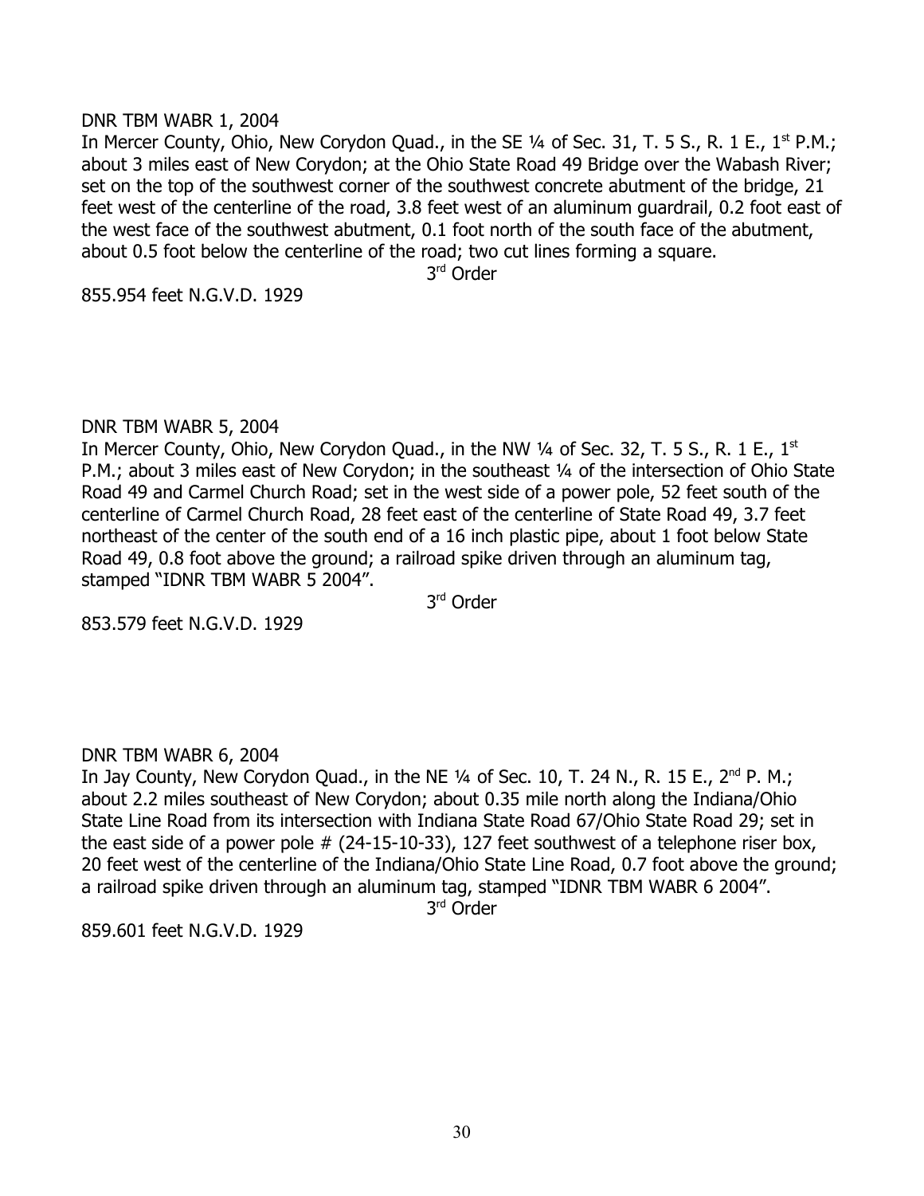DNR TBM WABR 1, 2004

In Mercer County, Ohio, New Corydon Quad., in the SE ¼ of Sec. 31, T. 5 S., R. 1 E., 1st P.M.; about 3 miles east of New Corydon; at the Ohio State Road 49 Bridge over the Wabash River; set on the top of the southwest corner of the southwest concrete abutment of the bridge, 21 feet west of the centerline of the road, 3.8 feet west of an aluminum guardrail, 0.2 foot east of the west face of the southwest abutment, 0.1 foot north of the south face of the abutment, about 0.5 foot below the centerline of the road; two cut lines forming a square.

3rd Order

855.954 feet N.G.V.D. 1929

DNR TBM WABR 5, 2004

In Mercer County, Ohio, New Corydon Quad., in the NW ¼ of Sec. 32, T. 5 S., R. 1 E., 1st P.M.; about 3 miles east of New Corydon; in the southeast ¼ of the intersection of Ohio State Road 49 and Carmel Church Road; set in the west side of a power pole, 52 feet south of the centerline of Carmel Church Road, 28 feet east of the centerline of State Road 49, 3.7 feet northeast of the center of the south end of a 16 inch plastic pipe, about 1 foot below State Road 49, 0.8 foot above the ground; a railroad spike driven through an aluminum tag, stamped "IDNR TBM WABR 5 2004".

3rd Order

853.579 feet N.G.V.D. 1929

DNR TBM WABR 6, 2004

In Jay County, New Corydon Quad., in the NE ¼ of Sec. 10, T. 24 N., R. 15 E., 2nd P. M.; about 2.2 miles southeast of New Corydon; about 0.35 mile north along the Indiana/Ohio State Line Road from its intersection with Indiana State Road 67/Ohio State Road 29; set in the east side of a power pole # (24-15-10-33), 127 feet southwest of a telephone riser box, 20 feet west of the centerline of the Indiana/Ohio State Line Road, 0.7 foot above the ground; a railroad spike driven through an aluminum tag, stamped "IDNR TBM WABR 6 2004".

3rd Order

859.601 feet N.G.V.D. 1929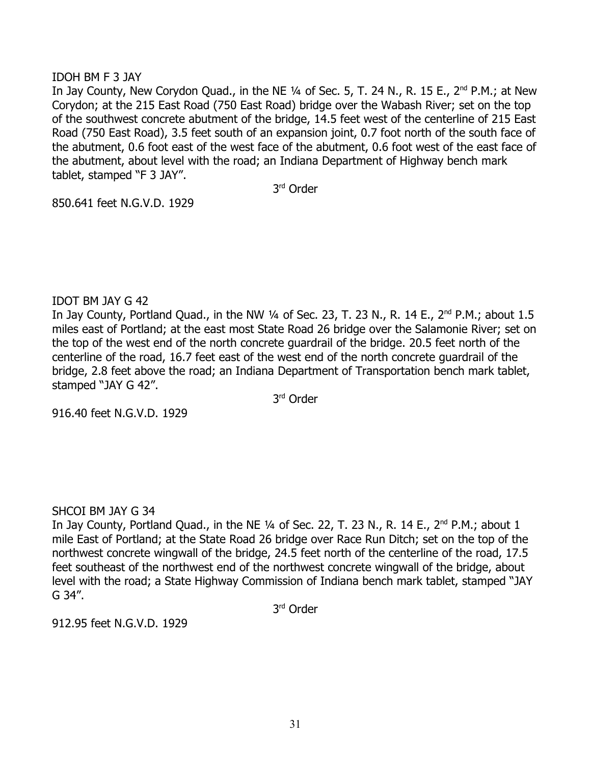IDOH BM F 3 JAY

In Jay County, New Corydon Quad., in the NE ¼ of Sec. 5, T. 24 N., R. 15 E., 2nd P.M.; at New Corydon; at the 215 East Road (750 East Road) bridge over the Wabash River; set on the top of the southwest concrete abutment of the bridge, 14.5 feet west of the centerline of 215 East Road (750 East Road), 3.5 feet south of an expansion joint, 0.7 foot north of the south face of the abutment, 0.6 foot east of the west face of the abutment, 0.6 foot west of the east face of the abutment, about level with the road; an Indiana Department of Highway bench mark tablet, stamped "F 3 JAY".

3rd Order

850.641 feet N.G.V.D. 1929

IDOT BM JAY G 42

In Jay County, Portland Quad., in the NW ¼ of Sec. 23, T. 23 N., R. 14 E., 2nd P.M.; about 1.5 miles east of Portland; at the east most State Road 26 bridge over the Salamonie River; set on the top of the west end of the north concrete guardrail of the bridge. 20.5 feet north of the centerline of the road, 16.7 feet east of the west end of the north concrete guardrail of the bridge, 2.8 feet above the road; an Indiana Department of Transportation bench mark tablet, stamped "JAY G 42".

3rd Order

916.40 feet N.G.V.D. 1929

SHCOI BM JAY G 34

In Jay County, Portland Quad., in the NE ¼ of Sec. 22, T. 23 N., R. 14 E., 2nd P.M.; about 1 mile East of Portland; at the State Road 26 bridge over Race Run Ditch; set on the top of the northwest concrete wingwall of the bridge, 24.5 feet north of the centerline of the road, 17.5 feet southeast of the northwest end of the northwest concrete wingwall of the bridge, about level with the road; a State Highway Commission of Indiana bench mark tablet, stamped "JAY G 34".

3rd Order

912.95 feet N.G.V.D. 1929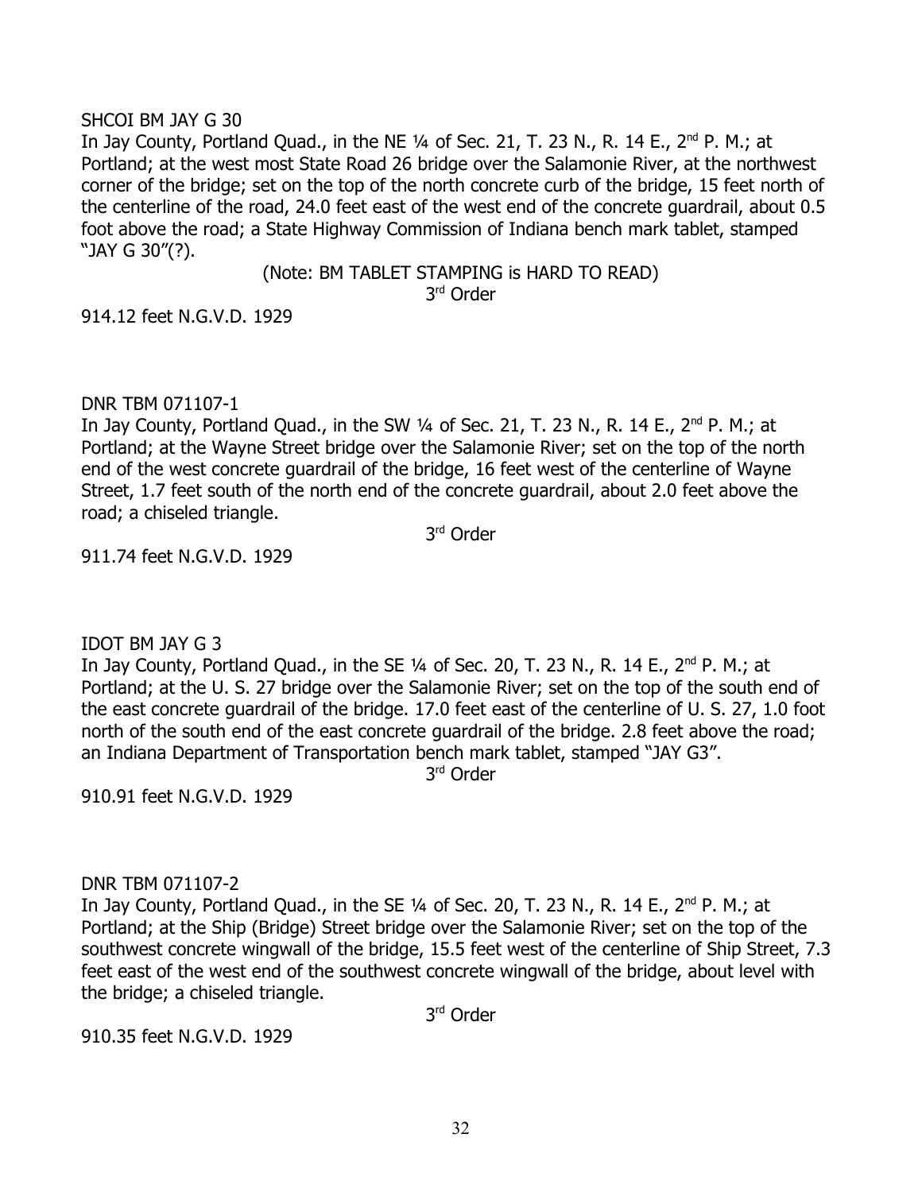SHCOI BM JAY G 30

In Jay County, Portland Quad., in the NE ¼ of Sec. 21, T. 23 N., R. 14 E., 2nd P. M.; at Portland; at the west most State Road 26 bridge over the Salamonie River, at the northwest corner of the bridge; set on the top of the north concrete curb of the bridge, 15 feet north of the centerline of the road, 24.0 feet east of the west end of the concrete guardrail, about 0.5 foot above the road; a State Highway Commission of Indiana bench mark tablet, stamped "JAY G 30"(?).

(Note: BM TABLET STAMPING is HARD TO READ)

3rd Order

914.12 feet N.G.V.D. 1929

DNR TBM 071107-1

In Jay County, Portland Quad., in the SW ¼ of Sec. 21, T. 23 N., R. 14 E., 2nd P. M.; at Portland; at the Wayne Street bridge over the Salamonie River; set on the top of the north end of the west concrete guardrail of the bridge, 16 feet west of the centerline of Wayne Street, 1.7 feet south of the north end of the concrete guardrail, about 2.0 feet above the road; a chiseled triangle.

3rd Order

911.74 feet N.G.V.D. 1929

IDOT BM JAY G 3

In Jay County, Portland Quad., in the SE ¼ of Sec. 20, T. 23 N., R. 14 E., 2nd P. M.; at Portland; at the U. S. 27 bridge over the Salamonie River; set on the top of the south end of the east concrete guardrail of the bridge. 17.0 feet east of the centerline of U. S. 27, 1.0 foot north of the south end of the east concrete guardrail of the bridge. 2.8 feet above the road; an Indiana Department of Transportation bench mark tablet, stamped "JAY G3".

3rd Order

910.91 feet N.G.V.D. 1929

DNR TBM 071107-2

In Jay County, Portland Quad., in the SE ¼ of Sec. 20, T. 23 N., R. 14 E., 2nd P. M.; at Portland; at the Ship (Bridge) Street bridge over the Salamonie River; set on the top of the southwest concrete wingwall of the bridge, 15.5 feet west of the centerline of Ship Street, 7.3 feet east of the west end of the southwest concrete wingwall of the bridge, about level with the bridge; a chiseled triangle.

3rd Order

910.35 feet N.G.V.D. 1929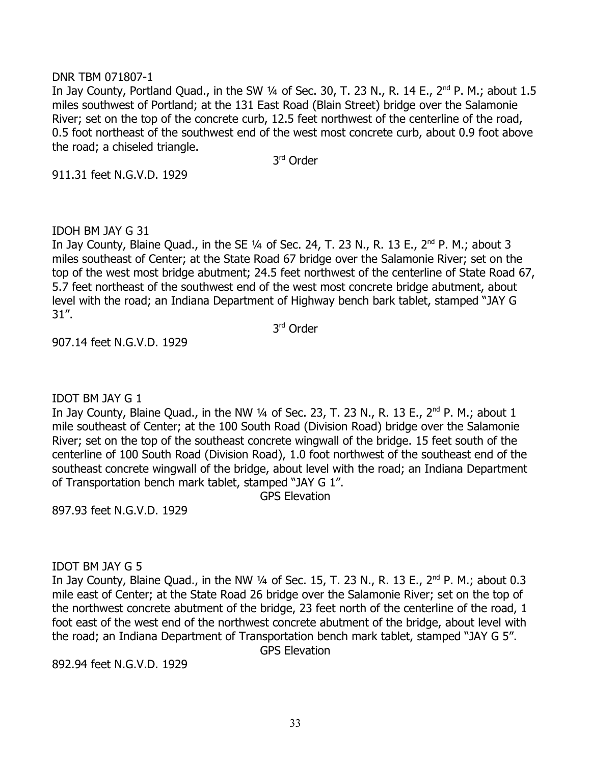DNR TBM 071807-1

In Jay County, Portland Quad., in the SW ¼ of Sec. 30, T. 23 N., R. 14 E., 2nd P. M.; about 1.5 miles southwest of Portland; at the 131 East Road (Blain Street) bridge over the Salamonie River; set on the top of the concrete curb, 12.5 feet northwest of the centerline of the road, 0.5 foot northeast of the southwest end of the west most concrete curb, about 0.9 foot above the road; a chiseled triangle.

3rd Order

911.31 feet N.G.V.D. 1929

IDOH BM JAY G 31

In Jay County, Blaine Quad., in the SE ¼ of Sec. 24, T. 23 N., R. 13 E., 2nd P. M.; about 3 miles southeast of Center; at the State Road 67 bridge over the Salamonie River; set on the top of the west most bridge abutment; 24.5 feet northwest of the centerline of State Road 67, 5.7 feet northeast of the southwest end of the west most concrete bridge abutment, about level with the road; an Indiana Department of Highway bench bark tablet, stamped "JAY G 31".

3rd Order

907.14 feet N.G.V.D. 1929

IDOT BM JAY G 1

In Jay County, Blaine Quad., in the NW ¼ of Sec. 23, T. 23 N., R. 13 E., 2nd P. M.; about 1 mile southeast of Center; at the 100 South Road (Division Road) bridge over the Salamonie River; set on the top of the southeast concrete wingwall of the bridge. 15 feet south of the centerline of 100 South Road (Division Road), 1.0 foot northwest of the southeast end of the southeast concrete wingwall of the bridge, about level with the road; an Indiana Department of Transportation bench mark tablet, stamped "JAY G 1".

GPS Elevation

897.93 feet N.G.V.D. 1929

IDOT BM JAY G 5

In Jay County, Blaine Quad., in the NW ¼ of Sec. 15, T. 23 N., R. 13 E., 2nd P. M.; about 0.3 mile east of Center; at the State Road 26 bridge over the Salamonie River; set on the top of the northwest concrete abutment of the bridge, 23 feet north of the centerline of the road, 1 foot east of the west end of the northwest concrete abutment of the bridge, about level with the road; an Indiana Department of Transportation bench mark tablet, stamped "JAY G 5".

GPS Elevation

892.94 feet N.G.V.D. 1929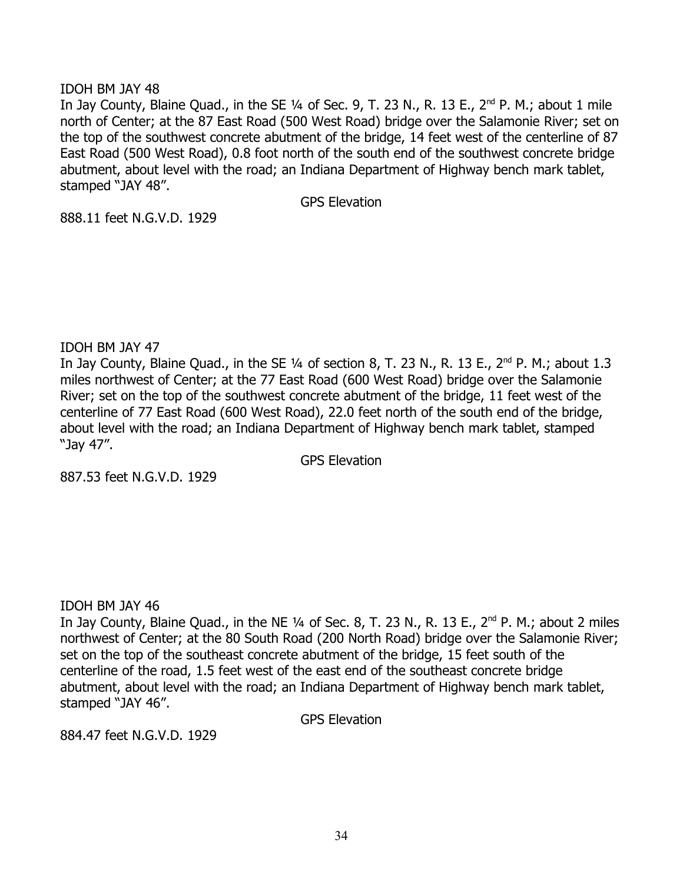IDOH BM JAY 48

In Jay County, Blaine Quad., in the SE ¼ of Sec. 9, T. 23 N., R. 13 E., 2nd P. M.; about 1 mile north of Center; at the 87 East Road (500 West Road) bridge over the Salamonie River; set on the top of the southwest concrete abutment of the bridge, 14 feet west of the centerline of 87 East Road (500 West Road), 0.8 foot north of the south end of the southwest concrete bridge abutment, about level with the road; an Indiana Department of Highway bench mark tablet, stamped "JAY 48".

GPS Elevation

888.11 feet N.G.V.D. 1929

IDOH BM JAY 47

In Jay County, Blaine Quad., in the SE ¼ of section 8, T. 23 N., R. 13 E., 2nd P. M.; about 1.3 miles northwest of Center; at the 77 East Road (600 West Road) bridge over the Salamonie River; set on the top of the southwest concrete abutment of the bridge, 11 feet west of the centerline of 77 East Road (600 West Road), 22.0 feet north of the south end of the bridge, about level with the road; an Indiana Department of Highway bench mark tablet, stamped "Jay 47".

GPS Elevation

887.53 feet N.G.V.D. 1929

IDOH BM JAY 46

In Jay County, Blaine Quad., in the NE ¼ of Sec. 8, T. 23 N., R. 13 E., 2nd P. M.; about 2 miles northwest of Center; at the 80 South Road (200 North Road) bridge over the Salamonie River; set on the top of the southeast concrete abutment of the bridge, 15 feet south of the centerline of the road, 1.5 feet west of the east end of the southeast concrete bridge abutment, about level with the road; an Indiana Department of Highway bench mark tablet, stamped "JAY 46".

GPS Elevation

884.47 feet N.G.V.D. 1929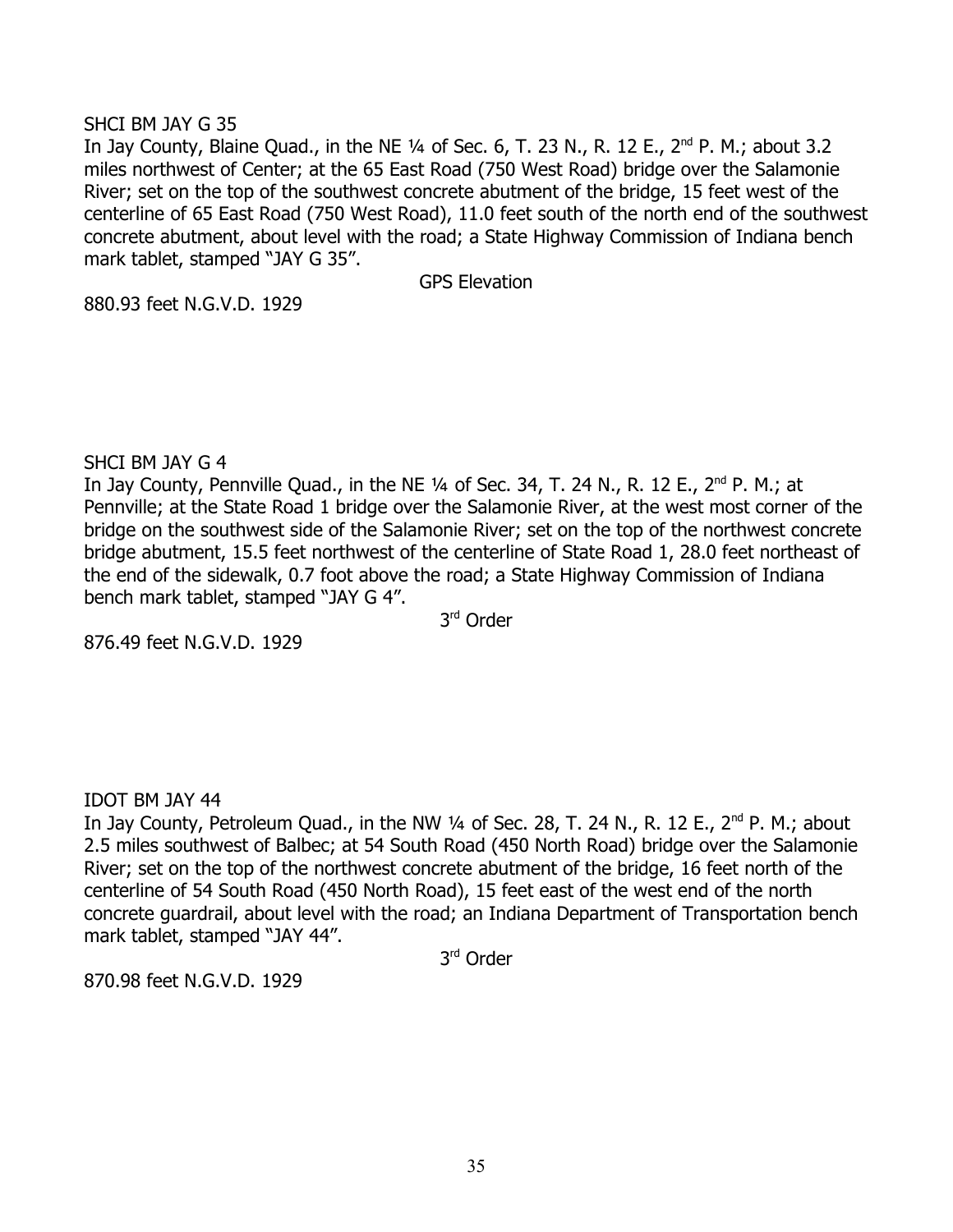SHCI BM JAY G 35

In Jay County, Blaine Quad., in the NE ¼ of Sec. 6, T. 23 N., R. 12 E., 2nd P. M.; about 3.2 miles northwest of Center; at the 65 East Road (750 West Road) bridge over the Salamonie River; set on the top of the southwest concrete abutment of the bridge, 15 feet west of the centerline of 65 East Road (750 West Road), 11.0 feet south of the north end of the southwest concrete abutment, about level with the road; a State Highway Commission of Indiana bench mark tablet, stamped "JAY G 35".

GPS Elevation

880.93 feet N.G.V.D. 1929

SHCI BM JAY G 4

In Jay County, Pennville Quad., in the NE ¼ of Sec. 34, T. 24 N., R. 12 E., 2nd P. M.; at Pennville; at the State Road 1 bridge over the Salamonie River, at the west most corner of the bridge on the southwest side of the Salamonie River; set on the top of the northwest concrete bridge abutment, 15.5 feet northwest of the centerline of State Road 1, 28.0 feet northeast of the end of the sidewalk, 0.7 foot above the road; a State Highway Commission of Indiana bench mark tablet, stamped "JAY G 4".

3rd Order

876.49 feet N.G.V.D. 1929

IDOT BM JAY 44

In Jay County, Petroleum Quad., in the NW ¼ of Sec. 28, T. 24 N., R. 12 E., 2nd P. M.; about 2.5 miles southwest of Balbec; at 54 South Road (450 North Road) bridge over the Salamonie River; set on the top of the northwest concrete abutment of the bridge, 16 feet north of the centerline of 54 South Road (450 North Road), 15 feet east of the west end of the north concrete guardrail, about level with the road; an Indiana Department of Transportation bench mark tablet, stamped "JAY 44".

3rd Order

870.98 feet N.G.V.D. 1929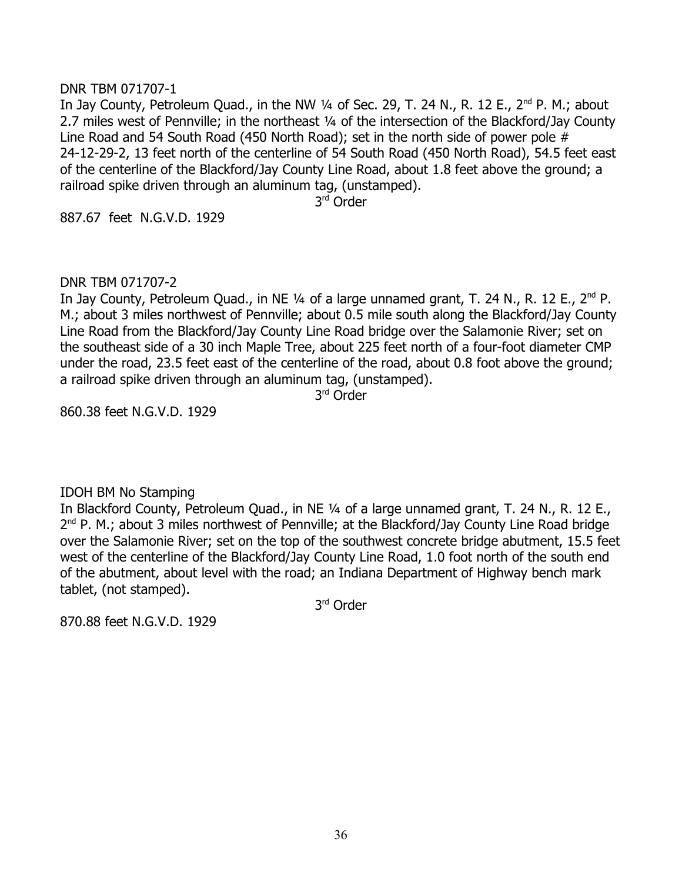DNR TBM 071707-1

In Jay County, Petroleum Quad., in the NW ¼ of Sec. 29, T. 24 N., R. 12 E., 2nd P. M.; about 2.7 miles west of Pennville; in the northeast ¼ of the intersection of the Blackford/Jay County Line Road and 54 South Road (450 North Road); set in the north side of power pole # 24-12-29-2, 13 feet north of the centerline of 54 South Road (450 North Road), 54.5 feet east of the centerline of the Blackford/Jay County Line Road, about 1.8 feet above the ground; a railroad spike driven through an aluminum tag, (unstamped).

3rd Order

887.67 feet N.G.V.D. 1929

DNR TBM 071707-2

In Jay County, Petroleum Quad., in NE ¼ of a large unnamed grant, T. 24 N., R. 12 E., 2nd P. M.; about 3 miles northwest of Pennville; about 0.5 mile south along the Blackford/Jay County Line Road from the Blackford/Jay County Line Road bridge over the Salamonie River; set on the southeast side of a 30 inch Maple Tree, about 225 feet north of a four-foot diameter CMP under the road, 23.5 feet east of the centerline of the road, about 0.8 foot above the ground; a railroad spike driven through an aluminum tag, (unstamped).

3rd Order

860.38 feet N.G.V.D. 1929

IDOH BM No Stamping

In Blackford County, Petroleum Quad., in NE ¼ of a large unnamed grant, T. 24 N., R. 12 E., 2nd P. M.; about 3 miles northwest of Pennville; at the Blackford/Jay County Line Road bridge over the Salamonie River; set on the top of the southwest concrete bridge abutment, 15.5 feet west of the centerline of the Blackford/Jay County Line Road, 1.0 foot north of the south end of the abutment, about level with the road; an Indiana Department of Highway bench mark tablet, (not stamped).

3rd Order

870.88 feet N.G.V.D. 1929